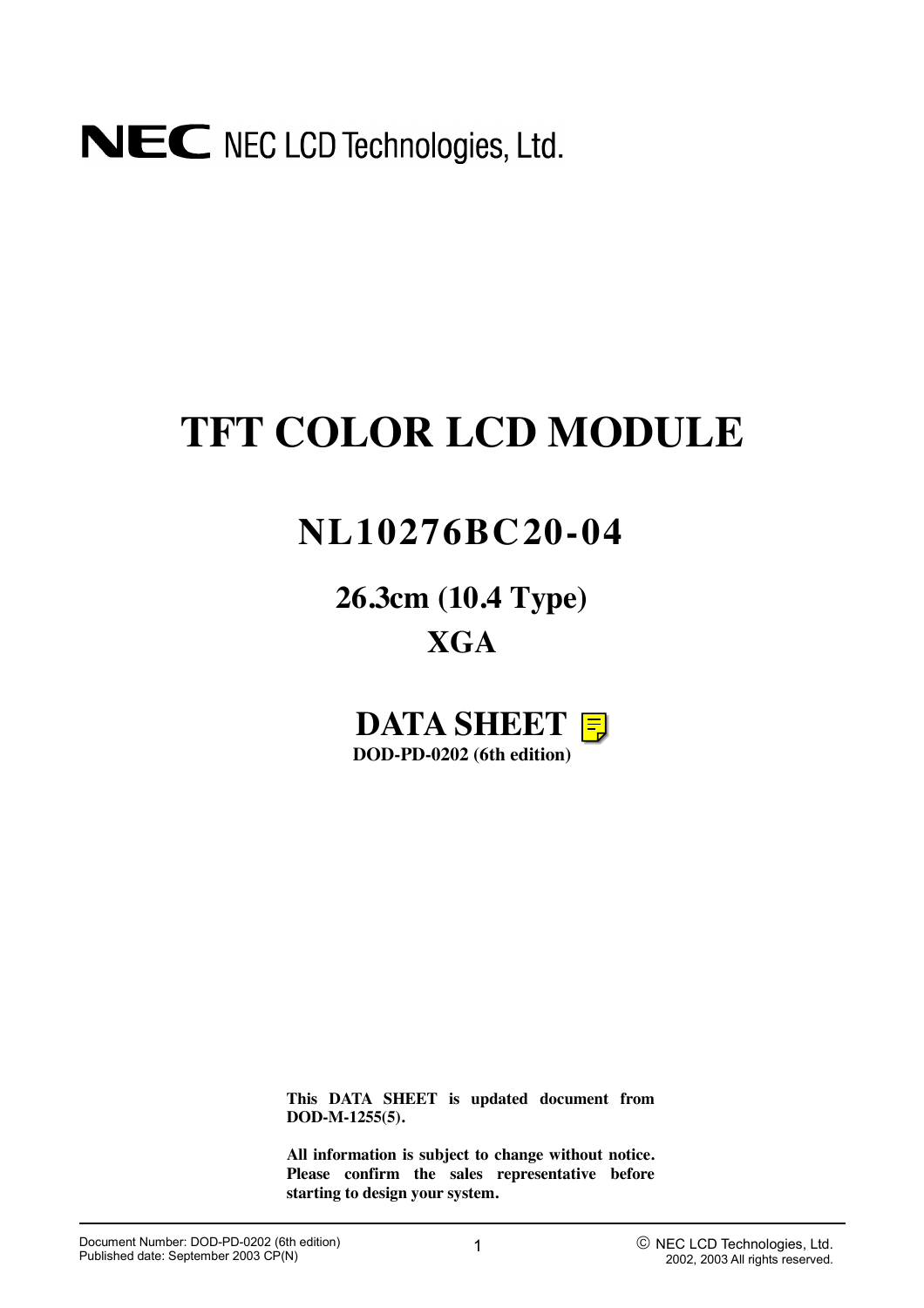NEC NEC LCD Technologies, Ltd.

# TFT COLOR LCD MODULE

## NL10276BC20-04

### 26.3cm (10.4 Type)

### XGA

## DATA SHEET

**DOD-PD-0202 (6th edition)**

**This DATA SHEET is updated document from DOD-M-1255(5).**

**All information is subject to change without notice. Please confirm the sales representative before starting to design your system.**

Document Number: DOD-PD-0202 (6th edition)
Published date: September 2003 CP(N)

© NEC LCD Technologies, Ltd. 2002, 2003 All rights reserved.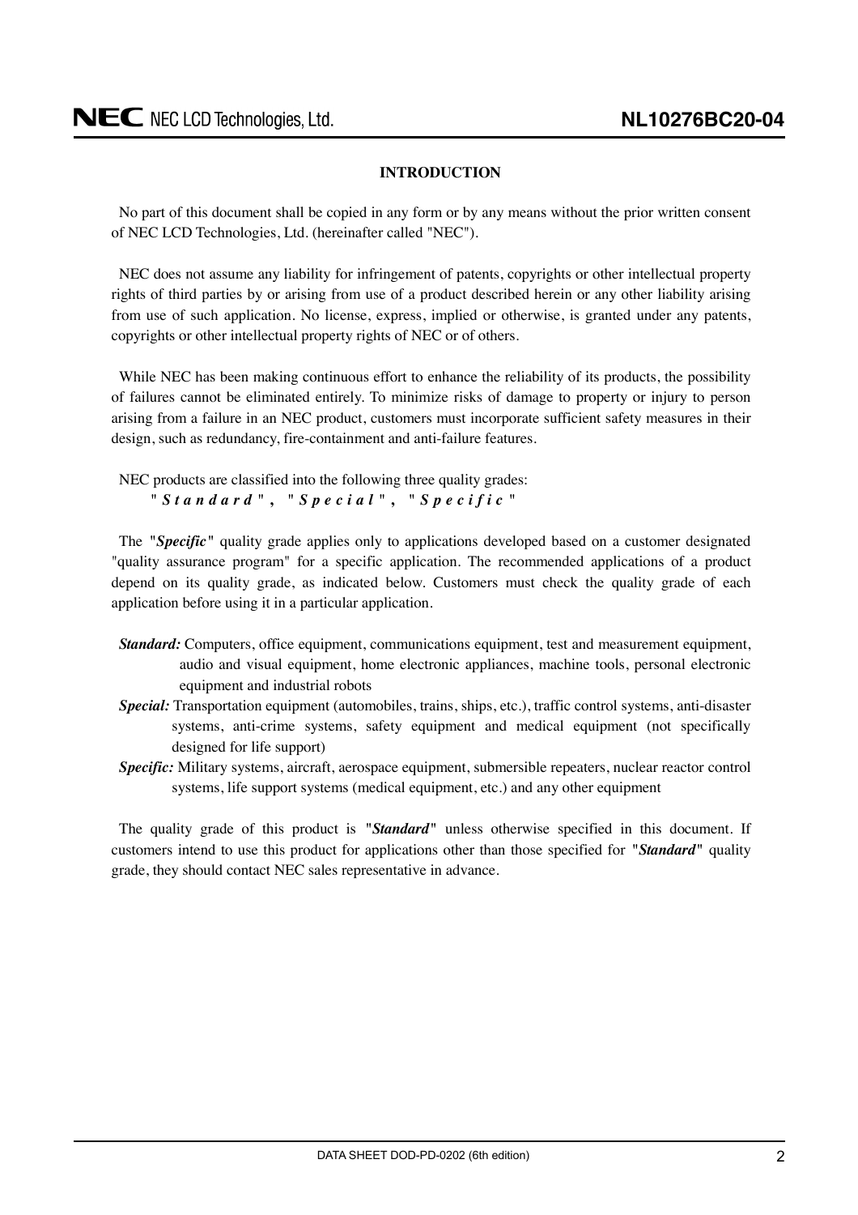## INTRODUCTION

No part of this document shall be copied in any form or by any means without the prior written consent of NEC LCD Technologies, Ltd. (hereinafter called "NEC").

NEC does not assume any liability for infringement of patents, copyrights or other intellectual property rights of third parties by or arising from use of a product described herein or any other liability arising from use of such application. No license, express, implied or otherwise, is granted under any patents, copyrights or other intellectual property rights of NEC or of others.

While NEC has been making continuous effort to enhance the reliability of its products, the possibility of failures cannot be eliminated entirely. To minimize risks of damage to property or injury to person arising from a failure in an NEC product, customers must incorporate sufficient safety measures in their design, such as redundancy, fire-containment and anti-failure features.

NEC products are classified into the following three quality grades:
"***Standard***", "***Special***", "***Specific***"

The "***Specific***" quality grade applies only to applications developed based on a customer designated "quality assurance program" for a specific application. The recommended applications of a product depend on its quality grade, as indicated below. Customers must check the quality grade of each application before using it in a particular application.

***Standard:*** Computers, office equipment, communications equipment, test and measurement equipment, audio and visual equipment, home electronic appliances, machine tools, personal electronic equipment and industrial robots

***Special:*** Transportation equipment (automobiles, trains, ships, etc.), traffic control systems, anti-disaster systems, anti-crime systems, safety equipment and medical equipment (not specifically designed for life support)

***Specific:*** Military systems, aircraft, aerospace equipment, submersible repeaters, nuclear reactor control systems, life support systems (medical equipment, etc.) and any other equipment

The quality grade of this product is "***Standard***" unless otherwise specified in this document. If customers intend to use this product for applications other than those specified for "***Standard***" quality grade, they should contact NEC sales representative in advance.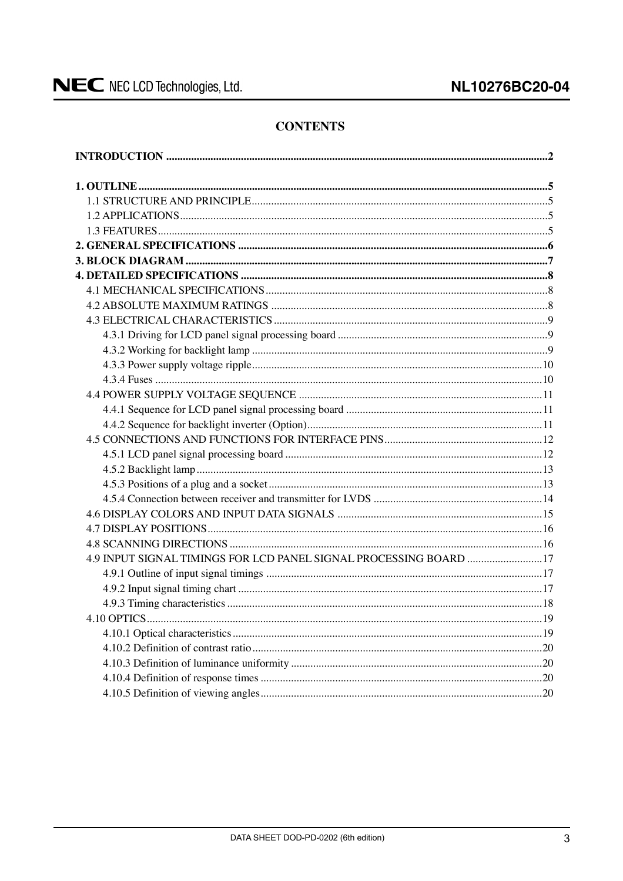# CONTENTS

**INTRODUCTION** .......... **2**

**1. OUTLINE** .......... **5**
- 1.1 STRUCTURE AND PRINCIPLE .......... 5
- 1.2 APPLICATIONS .......... 5
- 1.3 FEATURES .......... 5

**2. GENERAL SPECIFICATIONS** .......... **6**

**3. BLOCK DIAGRAM** .......... **7**

**4. DETAILED SPECIFICATIONS** .......... **8**
- 4.1 MECHANICAL SPECIFICATIONS .......... 8
- 4.2 ABSOLUTE MAXIMUM RATINGS .......... 8
- 4.3 ELECTRICAL CHARACTERISTICS .......... 9
  - 4.3.1 Driving for LCD panel signal processing board .......... 9
  - 4.3.2 Working for backlight lamp .......... 9
  - 4.3.3 Power supply voltage ripple .......... 10
  - 4.3.4 Fuses .......... 10
- 4.4 POWER SUPPLY VOLTAGE SEQUENCE .......... 11
  - 4.4.1 Sequence for LCD panel signal processing board .......... 11
  - 4.4.2 Sequence for backlight inverter (Option) .......... 11
- 4.5 CONNECTIONS AND FUNCTIONS FOR INTERFACE PINS .......... 12
  - 4.5.1 LCD panel signal processing board .......... 12
  - 4.5.2 Backlight lamp .......... 13
  - 4.5.3 Positions of a plug and a socket .......... 13
  - 4.5.4 Connection between receiver and transmitter for LVDS .......... 14
- 4.6 DISPLAY COLORS AND INPUT DATA SIGNALS .......... 15
- 4.7 DISPLAY POSITIONS .......... 16
- 4.8 SCANNING DIRECTIONS .......... 16
- 4.9 INPUT SIGNAL TIMINGS FOR LCD PANEL SIGNAL PROCESSING BOARD .......... 17
  - 4.9.1 Outline of input signal timings .......... 17
  - 4.9.2 Input signal timing chart .......... 17
  - 4.9.3 Timing characteristics .......... 18
- 4.10 OPTICS .......... 19
  - 4.10.1 Optical characteristics .......... 19
  - 4.10.2 Definition of contrast ratio .......... 20
  - 4.10.3 Definition of luminance uniformity .......... 20
  - 4.10.4 Definition of response times .......... 20
  - 4.10.5 Definition of viewing angles .......... 20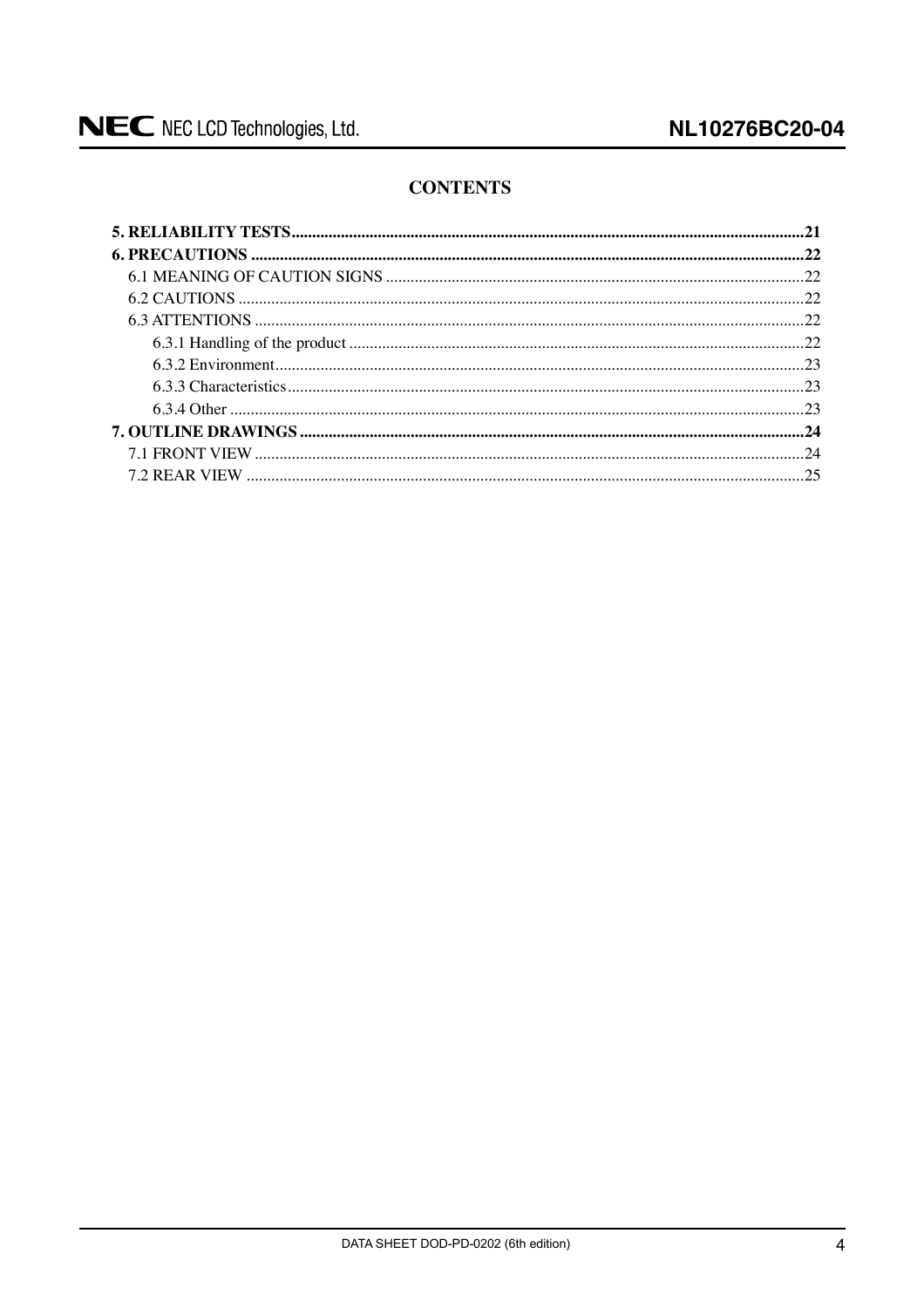# CONTENTS

**5. RELIABILITY TESTS..........21**

**6. PRECAUTIONS..........22**

- 6.1 MEANING OF CAUTION SIGNS..........22
- 6.2 CAUTIONS..........22
- 6.3 ATTENTIONS..........22
  - 6.3.1 Handling of the product..........22
  - 6.3.2 Environment..........23
  - 6.3.3 Characteristics..........23
  - 6.3.4 Other..........23

**7. OUTLINE DRAWINGS..........24**

- 7.1 FRONT VIEW..........24
- 7.2 REAR VIEW..........25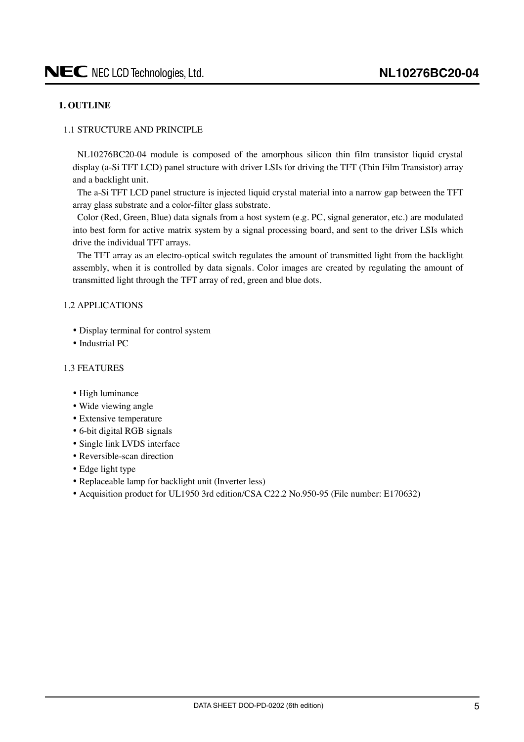## 1. OUTLINE

### 1.1 STRUCTURE AND PRINCIPLE

NL10276BC20-04 module is composed of the amorphous silicon thin film transistor liquid crystal display (a-Si TFT LCD) panel structure with driver LSIs for driving the TFT (Thin Film Transistor) array and a backlight unit.

The a-Si TFT LCD panel structure is injected liquid crystal material into a narrow gap between the TFT array glass substrate and a color-filter glass substrate.

Color (Red, Green, Blue) data signals from a host system (e.g. PC, signal generator, etc.) are modulated into best form for active matrix system by a signal processing board, and sent to the driver LSIs which drive the individual TFT arrays.

The TFT array as an electro-optical switch regulates the amount of transmitted light from the backlight assembly, when it is controlled by data signals. Color images are created by regulating the amount of transmitted light through the TFT array of red, green and blue dots.

### 1.2 APPLICATIONS

- Display terminal for control system
- Industrial PC

### 1.3 FEATURES

- High luminance
- Wide viewing angle
- Extensive temperature
- 6-bit digital RGB signals
- Single link LVDS interface
- Reversible-scan direction
- Edge light type
- Replaceable lamp for backlight unit (Inverter less)
- Acquisition product for UL1950 3rd edition/CSA C22.2 No.950-95 (File number: E170632)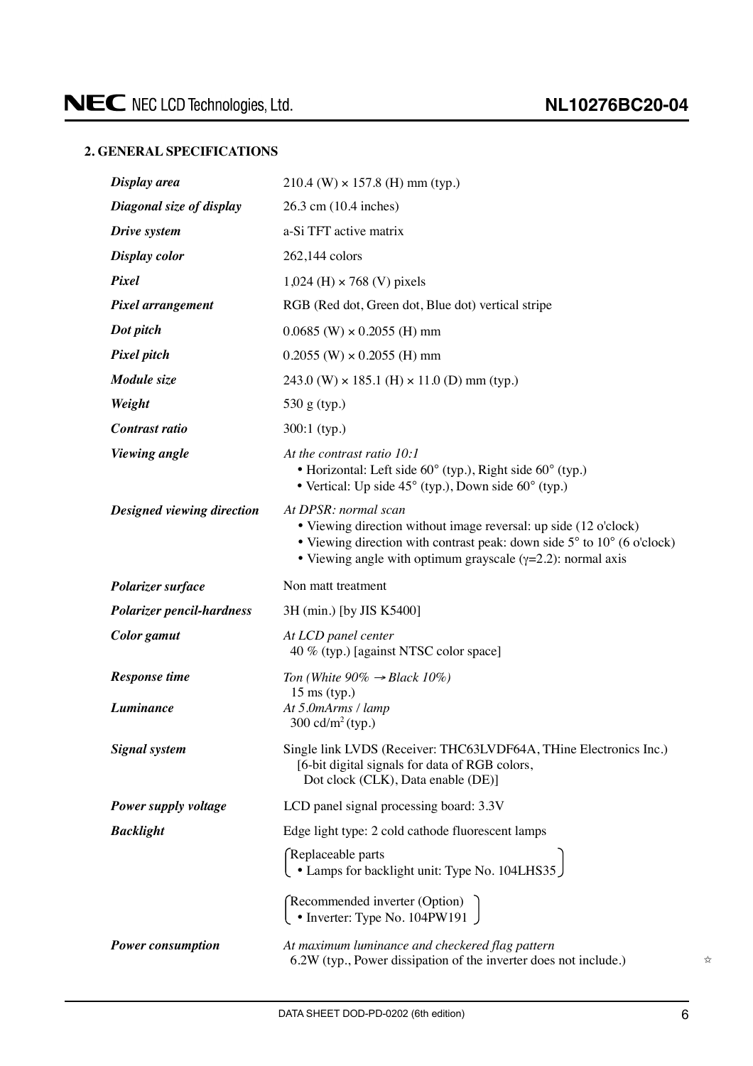## 2. GENERAL SPECIFICATIONS

| | |
|---|---|
| ***Display area*** | 210.4 (W) × 157.8 (H) mm (typ.) |
| ***Diagonal size of display*** | 26.3 cm (10.4 inches) |
| ***Drive system*** | a-Si TFT active matrix |
| ***Display color*** | 262,144 colors |
| ***Pixel*** | 1,024 (H) × 768 (V) pixels |
| ***Pixel arrangement*** | RGB (Red dot, Green dot, Blue dot) vertical stripe |
| ***Dot pitch*** | 0.0685 (W) × 0.2055 (H) mm |
| ***Pixel pitch*** | 0.2055 (W) × 0.2055 (H) mm |
| ***Module size*** | 243.0 (W) × 185.1 (H) × 11.0 (D) mm (typ.) |
| ***Weight*** | 530 g (typ.) |
| ***Contrast ratio*** | 300:1 (typ.) |
| ***Viewing angle*** | *At the contrast ratio 10:1*<br>• Horizontal: Left side 60° (typ.), Right side 60° (typ.)<br>• Vertical: Up side 45° (typ.), Down side 60° (typ.) |
| ***Designed viewing direction*** | *At DPSR: normal scan*<br>• Viewing direction without image reversal: up side (12 o'clock)<br>• Viewing direction with contrast peak: down side 5° to 10° (6 o'clock)<br>• Viewing angle with optimum grayscale ($\gamma$=2.2): normal axis |
| ***Polarizer surface*** | Non matt treatment |
| ***Polarizer pencil-hardness*** | 3H (min.) [by JIS K5400] |
| ***Color gamut*** | *At LCD panel center*<br>40 % (typ.) [against NTSC color space] |
| ***Response time*** | *Ton (White 90% → Black 10%)*<br>15 ms (typ.) |
| ***Luminance*** | *At 5.0mArms / lamp*<br>300 cd/m$^2$ (typ.) |
| ***Signal system*** | Single link LVDS (Receiver: THC63LVDF64A, THine Electronics Inc.)<br>[6-bit digital signals for data of RGB colors,<br>Dot clock (CLK), Data enable (DE)] |
| ***Power supply voltage*** | LCD panel signal processing board: 3.3V |
| ***Backlight*** | Edge light type: 2 cold cathode fluorescent lamps<br>(Replaceable parts<br>• Lamps for backlight unit: Type No. 104LHS35)<br>(Recommended inverter (Option)<br>• Inverter: Type No. 104PW191) |
| ***Power consumption*** | *At maximum luminance and checkered flag pattern*<br>6.2W (typ., Power dissipation of the inverter does not include.) ☆ |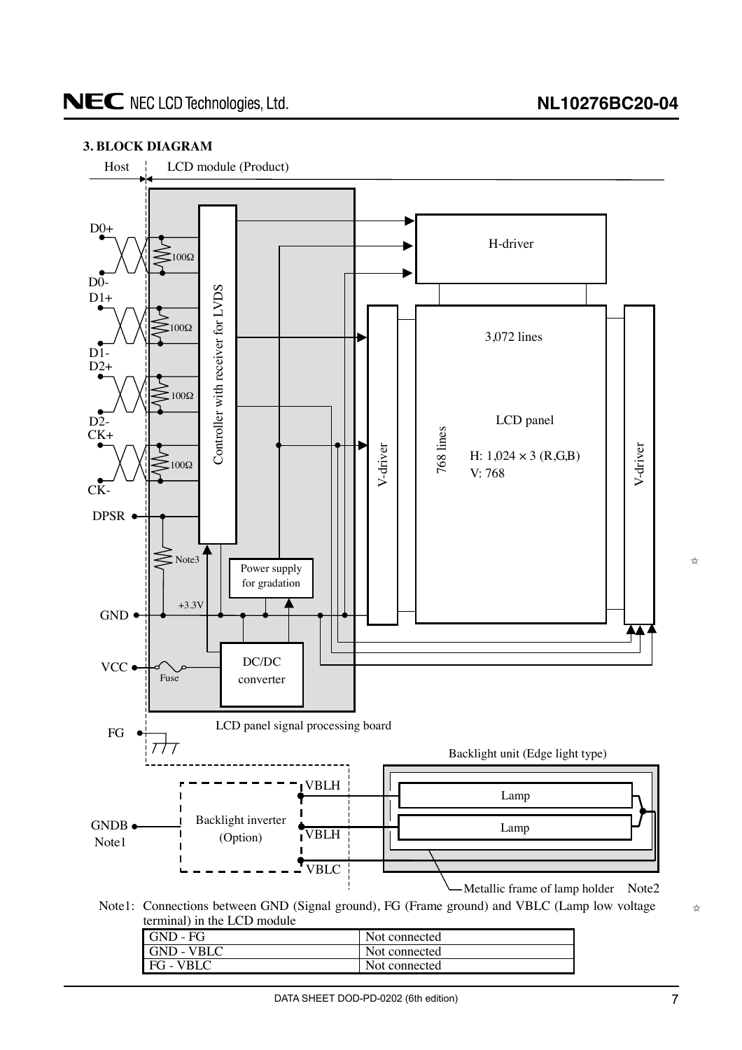## 3. BLOCK DIAGRAM

Host | LCD module (Product)

D0+, D0-, D1+, D1-, D2+, D2-, CK+, CK-, DPSR, GND, VCC, FG, GNDB Note1

100Ω, 100Ω, 100Ω, 100Ω, Note3, Fuse, +3.3V

Controller with receiver for LVDS

Power supply for gradation

DC/DC converter

LCD panel signal processing board

H-driver

V-driver

3,072 lines

768 lines

LCD panel

H: 1,024 × 3 (R,G,B)
V: 768

V-driver

Backlight unit (Edge light type)

Backlight inverter (Option)

VBLH, VBLH, VBLC

Lamp

Lamp

Metallic frame of lamp holder Note2

Note1: Connections between GND (Signal ground), FG (Frame ground) and VBLC (Lamp low voltage terminal) in the LCD module

| | |
|---|---|
| GND - FG | Not connected |
| GND - VBLC | Not connected |
| FG - VBLC | Not connected |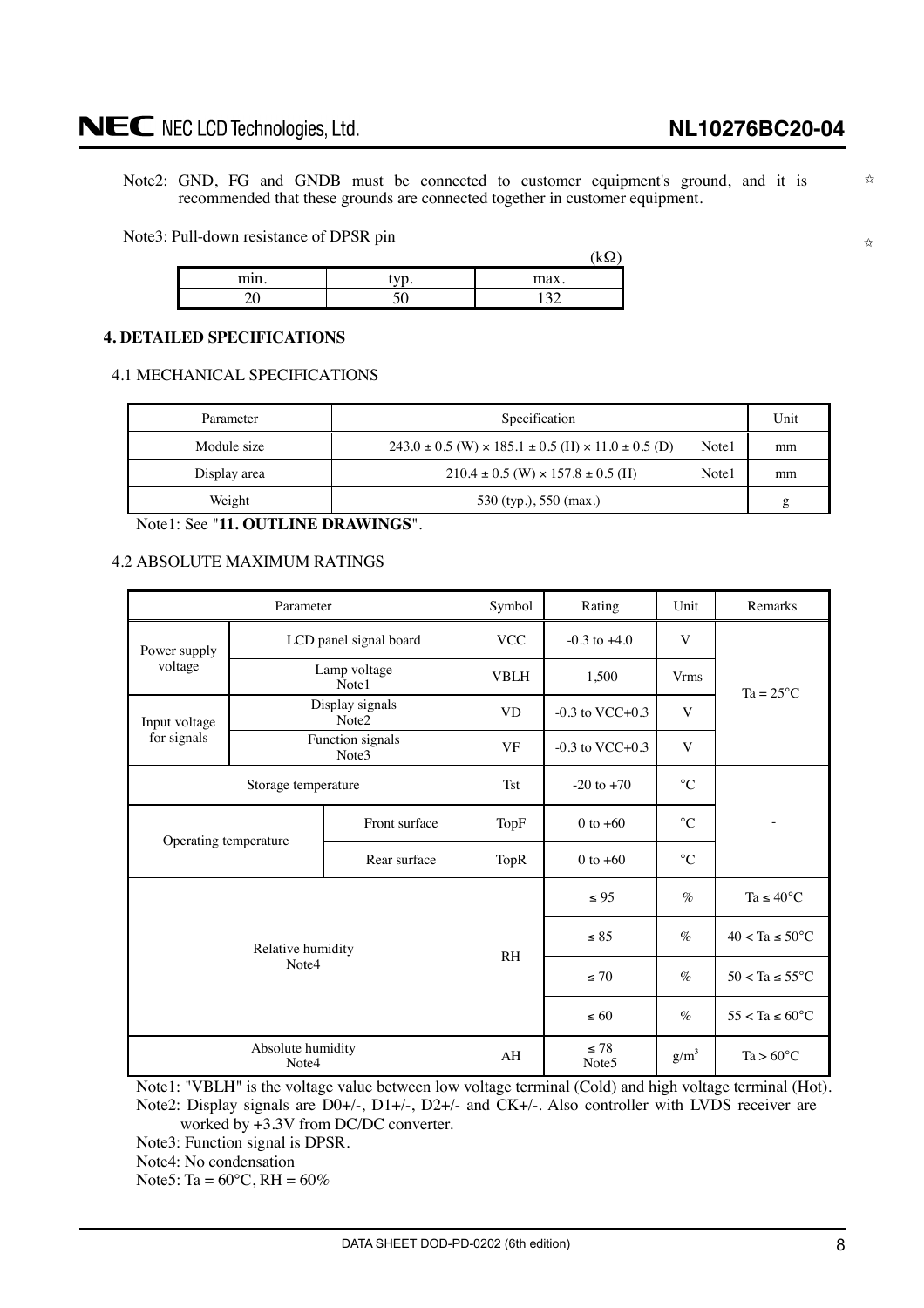Note2: GND, FG and GNDB must be connected to customer equipment's ground, and it is recommended that these grounds are connected together in customer equipment. ☆

Note3: Pull-down resistance of DPSR pin ☆

(kΩ)

| min. | typ. | max. |
|---|---|---|
| 20 | 50 | 132 |

## 4. DETAILED SPECIFICATIONS

### 4.1 MECHANICAL SPECIFICATIONS

| Parameter | Specification | Unit |
|---|---|---|
| Module size | 243.0 ± 0.5 (W) × 185.1 ± 0.5 (H) × 11.0 ± 0.5 (D) Note1 | mm |
| Display area | 210.4 ± 0.5 (W) × 157.8 ± 0.5 (H) Note1 | mm |
| Weight | 530 (typ.), 550 (max.) | g |

Note1: See "**11. OUTLINE DRAWINGS**".

### 4.2 ABSOLUTE MAXIMUM RATINGS

| Parameter | | Symbol | Rating | Unit | Remarks |
|---|---|---|---|---|---|
| Power supply voltage | LCD panel signal board | VCC | -0.3 to +4.0 | V | Ta = 25°C |
| | Lamp voltage Note1 | VBLH | 1,500 | Vrms | |
| Input voltage for signals | Display signals Note2 | VD | -0.3 to VCC+0.3 | V | |
| | Function signals Note3 | VF | -0.3 to VCC+0.3 | V | |
| Storage temperature | | Tst | -20 to +70 | °C | - |
| Operating temperature | Front surface | TopF | 0 to +60 | °C | |
| | Rear surface | TopR | 0 to +60 | °C | |
| Relative humidity Note4 | | RH | ≤ 95 | % | Ta ≤ 40°C |
| | | | ≤ 85 | % | 40 < Ta ≤ 50°C |
| | | | ≤ 70 | % | 50 < Ta ≤ 55°C |
| | | | ≤ 60 | % | 55 < Ta ≤ 60°C |
| Absolute humidity Note4 | | AH | ≤ 78 Note5 | $g/m^3$ | Ta > 60°C |

Note1: "VBLH" is the voltage value between low voltage terminal (Cold) and high voltage terminal (Hot).

Note2: Display signals are D0+/-, D1+/-, D2+/- and CK+/-. Also controller with LVDS receiver are worked by +3.3V from DC/DC converter.

Note3: Function signal is DPSR.

Note4: No condensation

Note5: Ta = 60°C, RH = 60%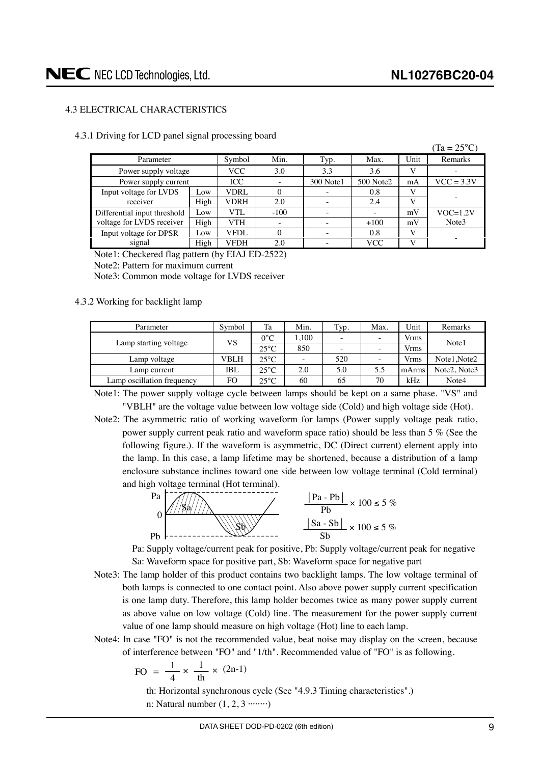### 4.3 ELECTRICAL CHARACTERISTICS

#### 4.3.1 Driving for LCD panel signal processing board

(Ta = 25°C)

| Parameter | | Symbol | Min. | Typ. | Max. | Unit | Remarks |
|---|---|---|---|---|---|---|---|
| Power supply voltage | | VCC | 3.0 | 3.3 | 3.6 | V | - |
| Power supply current | | ICC | - | 300 Note1 | 500 Note2 | mA | VCC = 3.3V |
| Input voltage for LVDS receiver | Low | VDRL | 0 | - | 0.8 | V | - |
| | High | VDRH | 2.0 | - | 2.4 | V | |
| Differential input threshold voltage for LVDS receiver | Low | VTL | -100 | - | - | mV | VOC=1.2V Note3 |
| | High | VTH | - | - | +100 | mV | |
| Input voltage for DPSR signal | Low | VFDL | 0 | - | 0.8 | V | - |
| | High | VFDH | 2.0 | - | VCC | V | |

Note1: Checkered flag pattern (by EIAJ ED-2522)

Note2: Pattern for maximum current

Note3: Common mode voltage for LVDS receiver

#### 4.3.2 Working for backlight lamp

| Parameter | Symbol | Ta | Min. | Typ. | Max. | Unit | Remarks |
|---|---|---|---|---|---|---|---|
| Lamp starting voltage | VS | 0°C | 1,100 | - | - | Vrms | Note1 |
| | | 25°C | 850 | - | - | Vrms | |
| Lamp voltage | VBLH | 25°C | - | 520 | - | Vrms | Note1,Note2 |
| Lamp current | IBL | 25°C | 2.0 | 5.0 | 5.5 | mArms | Note2, Note3 |
| Lamp oscillation frequency | FO | 25°C | 60 | 65 | 70 | kHz | Note4 |

Note1: The power supply voltage cycle between lamps should be kept on a same phase. "VS" and "VBLH" are the voltage value between low voltage side (Cold) and high voltage side (Hot).

Note2: The asymmetric ratio of working waveform for lamps (Power supply voltage peak ratio, power supply current peak ratio and waveform space ratio) should be less than 5 % (See the following figure.). If the waveform is asymmetric, DC (Direct current) element apply into the lamp. In this case, a lamp lifetime may be shortened, because a distribution of a lamp enclosure substance inclines toward one side between low voltage terminal (Cold terminal) and high voltage terminal (Hot terminal).

$$\frac{|Pa - Pb|}{Pb} \times 100 \leq 5 \%$$

$$\frac{|Sa - Sb|}{Sb} \times 100 \leq 5 \%$$

Pa: Supply voltage/current peak for positive, Pb: Supply voltage/current peak for negative
Sa: Waveform space for positive part, Sb: Waveform space for negative part

Note3: The lamp holder of this product contains two backlight lamps. The low voltage terminal of both lamps is connected to one contact point. Also above power supply current specification is one lamp duty. Therefore, this lamp holder becomes twice as many power supply current as above value on low voltage (Cold) line. The measurement for the power supply current value of one lamp should measure on high voltage (Hot) line to each lamp.

Note4: In case "FO" is not the recommended value, beat noise may display on the screen, because of interference between "FO" and "1/th". Recommended value of "FO" is as following.

$$FO = \frac{1}{4} \times \frac{1}{th} \times (2n-1)$$

th: Horizontal synchronous cycle (See "4.9.3 Timing characteristics".)

n: Natural number (1, 2, 3 ········)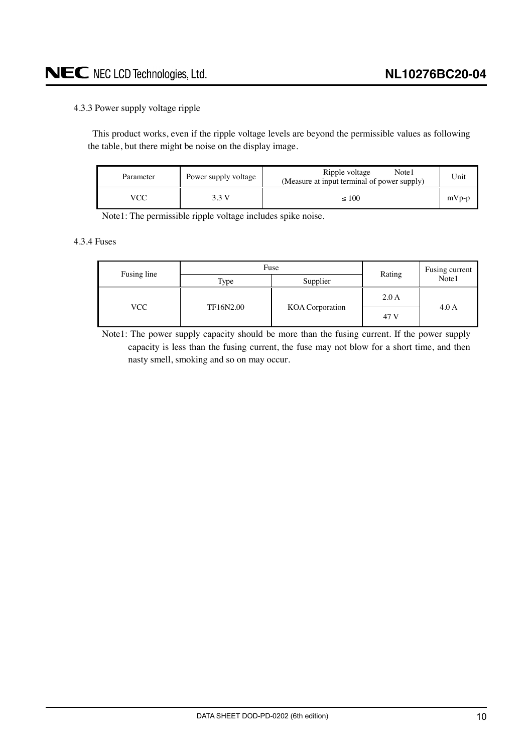### 4.3.3 Power supply voltage ripple

This product works, even if the ripple voltage levels are beyond the permissible values as following the table, but there might be noise on the display image.

| Parameter | Power supply voltage | Ripple voltage Note1 (Measure at input terminal of power supply) | Unit |
|---|---|---|---|
| VCC | 3.3 V | ≤ 100 | mVp-p |

Note1: The permissible ripple voltage includes spike noise.

### 4.3.4 Fuses

| Fusing line | Fuse | | Rating | Fusing current Note1 |
|---|---|---|---|---|
| | Type | Supplier | | |
| VCC | TF16N2.00 | KOA Corporation | 2.0 A | 4.0 A |
| | | | 47 V | |

Note1: The power supply capacity should be more than the fusing current. If the power supply capacity is less than the fusing current, the fuse may not blow for a short time, and then nasty smell, smoking and so on may occur.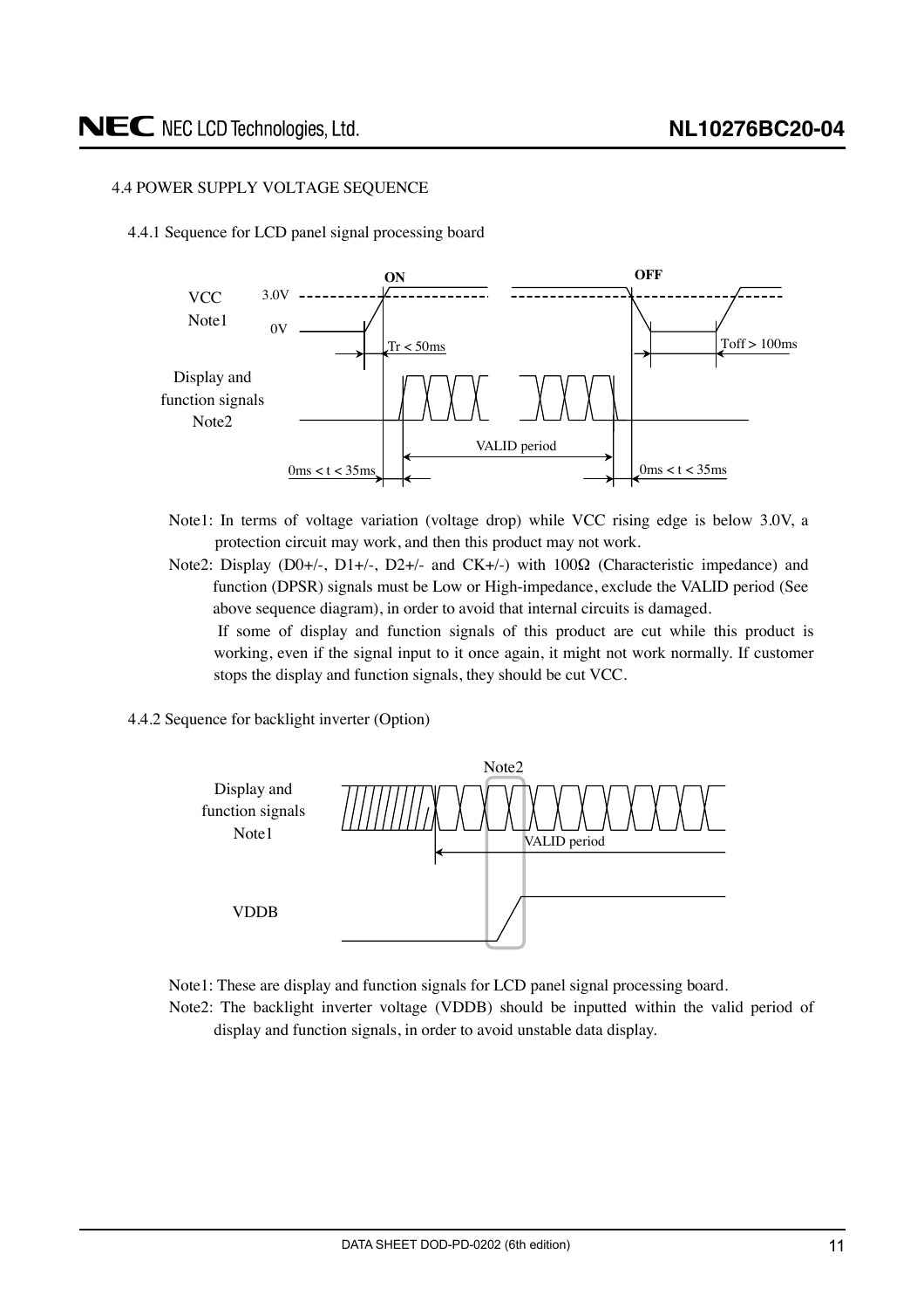### 4.4 POWER SUPPLY VOLTAGE SEQUENCE

#### 4.4.1 Sequence for LCD panel signal processing board

VCC Note1: 3.0V, 0V — ON: Tr < 50ms — OFF: Toff > 100ms

Display and function signals Note2 — VALID period — 0ms < t < 35ms — 0ms < t < 35ms

Note1: In terms of voltage variation (voltage drop) while VCC rising edge is below 3.0V, a protection circuit may work, and then this product may not work.

Note2: Display (D0+/-, D1+/-, D2+/- and CK+/-) with 100Ω (Characteristic impedance) and function (DPSR) signals must be Low or High-impedance, exclude the VALID period (See above sequence diagram), in order to avoid that internal circuits is damaged.
If some of display and function signals of this product are cut while this product is working, even if the signal input to it once again, it might not work normally. If customer stops the display and function signals, they should be cut VCC.

#### 4.4.2 Sequence for backlight inverter (Option)

Display and function signals Note1 — VALID period — Note2 — VDDB

Note1: These are display and function signals for LCD panel signal processing board.

Note2: The backlight inverter voltage (VDDB) should be inputted within the valid period of display and function signals, in order to avoid unstable data display.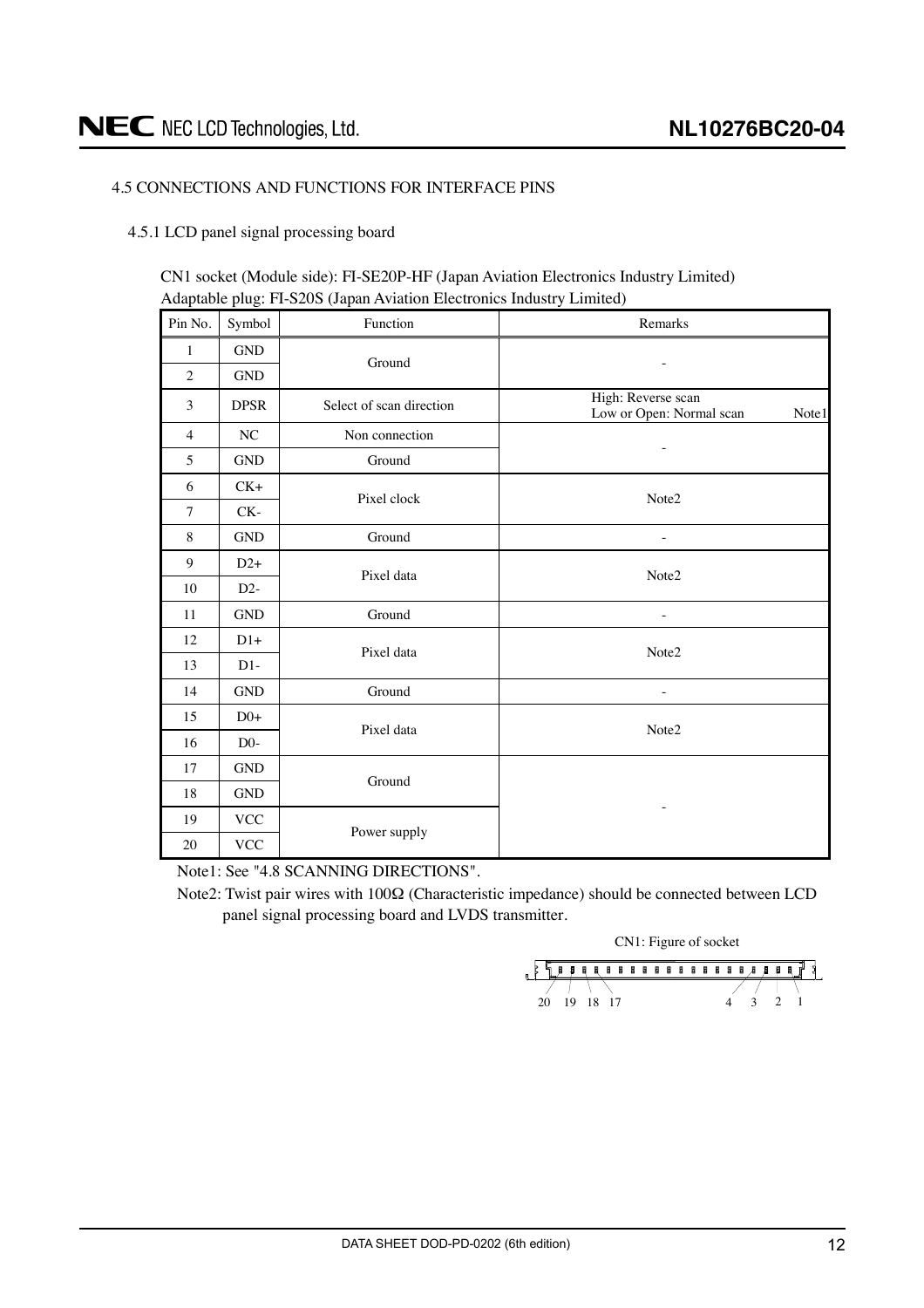## 4.5 CONNECTIONS AND FUNCTIONS FOR INTERFACE PINS

### 4.5.1 LCD panel signal processing board

CN1 socket (Module side): FI-SE20P-HF (Japan Aviation Electronics Industry Limited)
Adaptable plug: FI-S20S (Japan Aviation Electronics Industry Limited)

| Pin No. | Symbol | Function | Remarks |
|---|---|---|---|
| 1 | GND | Ground | - |
| 2 | GND | | |
| 3 | DPSR | Select of scan direction | High: Reverse scan<br>Low or Open: Normal scan Note1 |
| 4 | NC | Non connection | - |
| 5 | GND | Ground | |
| 6 | CK+ | Pixel clock | Note2 |
| 7 | CK- | | |
| 8 | GND | Ground | - |
| 9 | D2+ | Pixel data | Note2 |
| 10 | D2- | | |
| 11 | GND | Ground | - |
| 12 | D1+ | Pixel data | Note2 |
| 13 | D1- | | |
| 14 | GND | Ground | - |
| 15 | D0+ | Pixel data | Note2 |
| 16 | D0- | | |
| 17 | GND | Ground | - |
| 18 | GND | | |
| 19 | VCC | Power supply | |
| 20 | VCC | | |

Note1: See "4.8 SCANNING DIRECTIONS".

Note2: Twist pair wires with 100Ω (Characteristic impedance) should be connected between LCD panel signal processing board and LVDS transmitter.

CN1: Figure of socket

20 19 18 17 4 3 2 1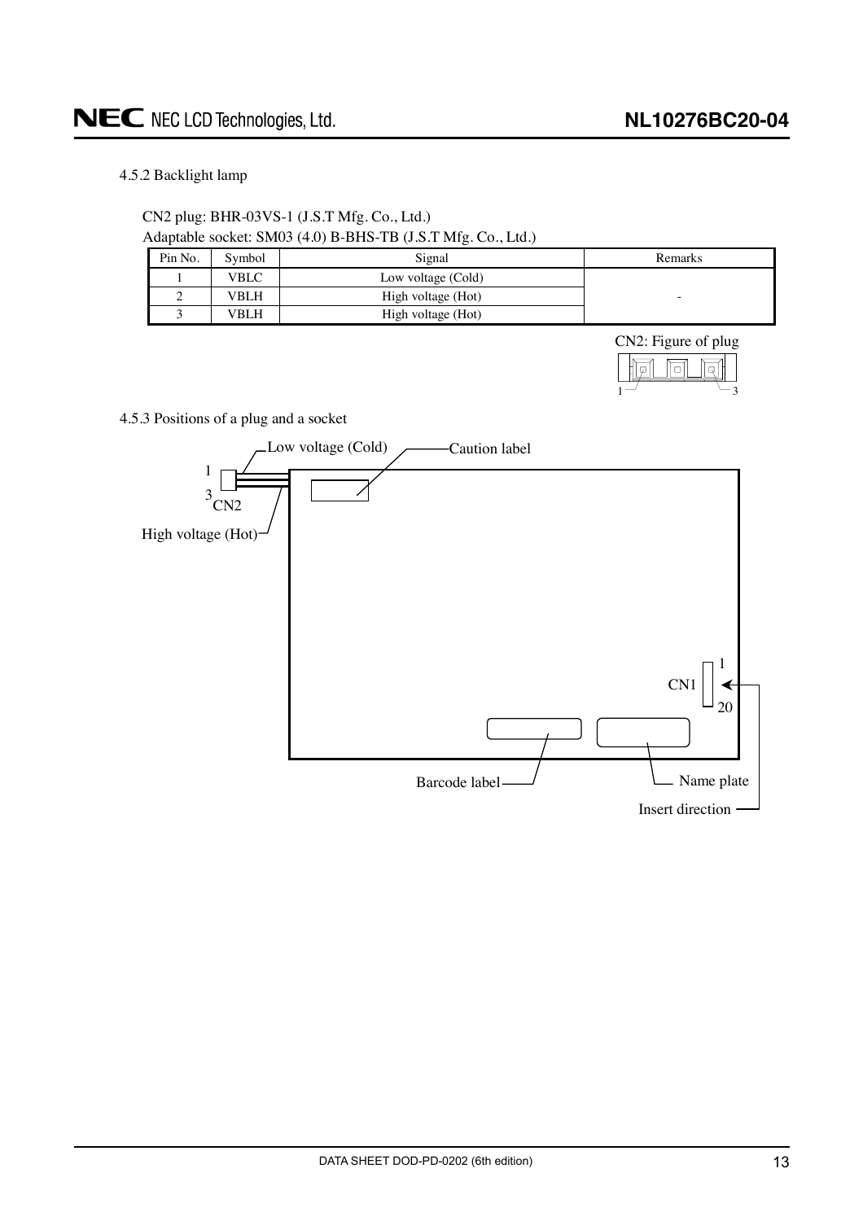#### 4.5.2 Backlight lamp

CN2 plug: BHR-03VS-1 (J.S.T Mfg. Co., Ltd.)

Adaptable socket: SM03 (4.0) B-BHS-TB (J.S.T Mfg. Co., Ltd.)

| Pin No. | Symbol | Signal | Remarks |
| --- | --- | --- | --- |
| 1 | VBLC | Low voltage (Cold) | - |
| 2 | VBLH | High voltage (Hot) | |
| 3 | VBLH | High voltage (Hot) | |

CN2: Figure of plug

1 3

#### 4.5.3 Positions of a plug and a socket

Low voltage (Cold)

Caution label

1

3

CN2

High voltage (Hot)

1

CN1

20

Barcode label

Name plate

Insert direction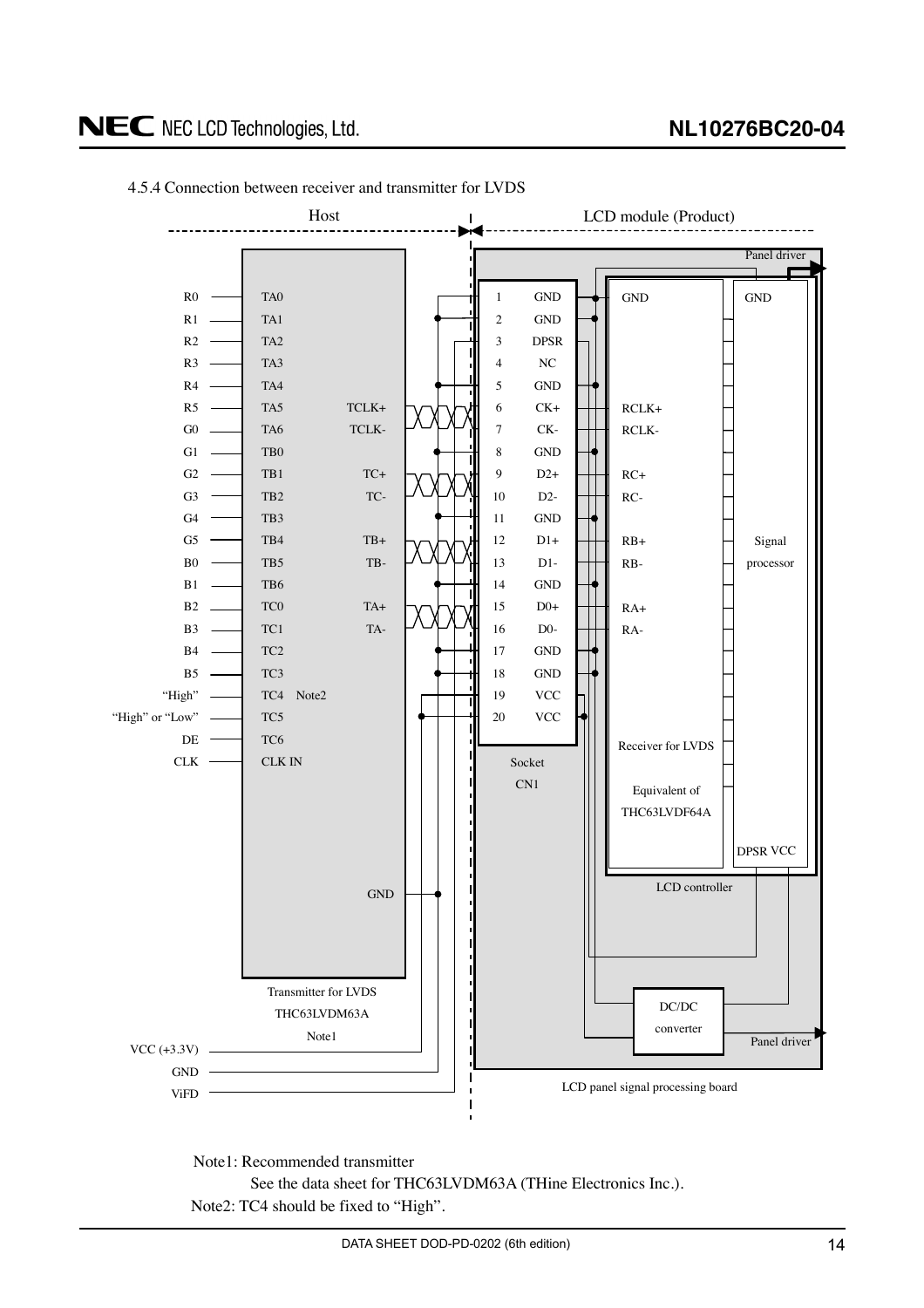4.5.4 Connection between receiver and transmitter for LVDS

| Host signal | Transmitter pin | | Socket CN1 Pin | Signal | LCD controller |
|---|---|---|---|---|---|
| R0 | TA0 | | 1 | GND | GND |
| R1 | TA1 | | 2 | GND | |
| R2 | TA2 | | 3 | DPSR | |
| R3 | TA3 | | 4 | NC | |
| R4 | TA4 | | 5 | GND | |
| R5 | TA5 | TCLK+ | 6 | CK+ | RCLK+ |
| G0 | TA6 | TCLK- | 7 | CK- | RCLK- |
| G1 | TB0 | | 8 | GND | |
| G2 | TB1 | TC+ | 9 | D2+ | RC+ |
| G3 | TB2 | TC- | 10 | D2- | RC- |
| G4 | TB3 | | 11 | GND | |
| G5 | TB4 | TB+ | 12 | D1+ | RB+ |
| B0 | TB5 | TB- | 13 | D1- | RB- |
| B1 | TB6 | | 14 | GND | |
| B2 | TC0 | TA+ | 15 | D0+ | RA+ |
| B3 | TC1 | TA- | 16 | D0- | RA- |
| B4 | TC2 | | 17 | GND | |
| B5 | TC3 | | 18 | GND | |
| "High" | TC4 Note2 | | 19 | VCC | |
| "High" or "Low" | TC5 | | 20 | VCC | |
| DE | TC6 | | | | |
| CLK | CLK IN | | | | |
| | GND | | | | |

Host: Transmitter for LVDS THC63LVDM63A Note1; VCC (+3.3V), GND, ViFD

LCD module (Product): Socket CN1; Receiver for LVDS Equivalent of THC63LVDF64A; Signal processor (GND, DPSR VCC); LCD controller; DC/DC converter; Panel driver; LCD panel signal processing board

Note1: Recommended transmitter

See the data sheet for THC63LVDM63A (THine Electronics Inc.).

Note2: TC4 should be fixed to "High".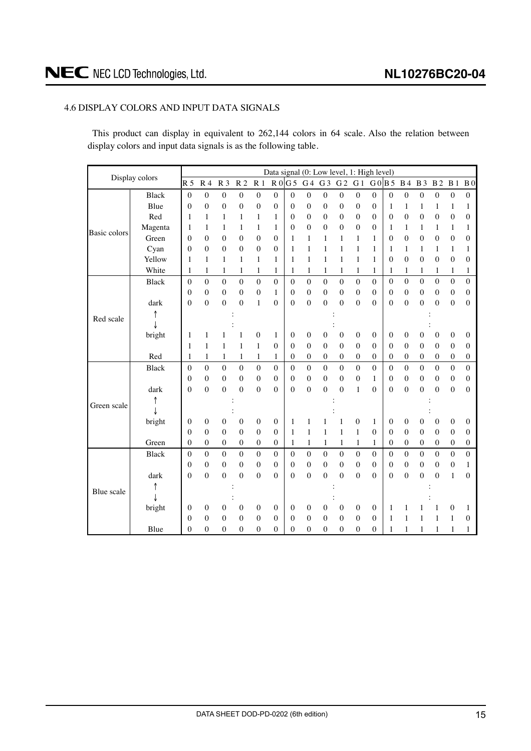### 4.6 DISPLAY COLORS AND INPUT DATA SIGNALS

This product can display in equivalent to 262,144 colors in 64 scale. Also the relation between display colors and input data signals is as the following table.

| Display colors | | Data signal (0: Low level, 1: High level) | | | | | | | | | | | | | | | | | |
|---|---|---|---|---|---|---|---|---|---|---|---|---|---|---|---|---|---|---|---|
| | | R 5 | R 4 | R 3 | R 2 | R 1 | R 0 | G 5 | G 4 | G 3 | G 2 | G 1 | G 0 | B 5 | B 4 | B 3 | B 2 | B 1 | B 0 |
| Basic colors | Black | 0 | 0 | 0 | 0 | 0 | 0 | 0 | 0 | 0 | 0 | 0 | 0 | 0 | 0 | 0 | 0 | 0 | 0 |
| | Blue | 0 | 0 | 0 | 0 | 0 | 0 | 0 | 0 | 0 | 0 | 0 | 0 | 1 | 1 | 1 | 1 | 1 | 1 |
| | Red | 1 | 1 | 1 | 1 | 1 | 1 | 0 | 0 | 0 | 0 | 0 | 0 | 0 | 0 | 0 | 0 | 0 | 0 |
| | Magenta | 1 | 1 | 1 | 1 | 1 | 1 | 0 | 0 | 0 | 0 | 0 | 0 | 1 | 1 | 1 | 1 | 1 | 1 |
| | Green | 0 | 0 | 0 | 0 | 0 | 0 | 1 | 1 | 1 | 1 | 1 | 1 | 0 | 0 | 0 | 0 | 0 | 0 |
| | Cyan | 0 | 0 | 0 | 0 | 0 | 0 | 1 | 1 | 1 | 1 | 1 | 1 | 1 | 1 | 1 | 1 | 1 | 1 |
| | Yellow | 1 | 1 | 1 | 1 | 1 | 1 | 1 | 1 | 1 | 1 | 1 | 1 | 0 | 0 | 0 | 0 | 0 | 0 |
| | White | 1 | 1 | 1 | 1 | 1 | 1 | 1 | 1 | 1 | 1 | 1 | 1 | 1 | 1 | 1 | 1 | 1 | 1 |
| Red scale | Black | 0 | 0 | 0 | 0 | 0 | 0 | 0 | 0 | 0 | 0 | 0 | 0 | 0 | 0 | 0 | 0 | 0 | 0 |
| | | 0 | 0 | 0 | 0 | 0 | 1 | 0 | 0 | 0 | 0 | 0 | 0 | 0 | 0 | 0 | 0 | 0 | 0 |
| | dark | 0 | 0 | 0 | 0 | 1 | 0 | 0 | 0 | 0 | 0 | 0 | 0 | 0 | 0 | 0 | 0 | 0 | 0 |
| | ↑ | | | : | | | | | | : | | | | | | : | | | |
| | ↓ | | | : | | | | | | : | | | | | | : | | | |
| | bright | 1 | 1 | 1 | 1 | 0 | 1 | 0 | 0 | 0 | 0 | 0 | 0 | 0 | 0 | 0 | 0 | 0 | 0 |
| | | 1 | 1 | 1 | 1 | 1 | 0 | 0 | 0 | 0 | 0 | 0 | 0 | 0 | 0 | 0 | 0 | 0 | 0 |
| | Red | 1 | 1 | 1 | 1 | 1 | 1 | 0 | 0 | 0 | 0 | 0 | 0 | 0 | 0 | 0 | 0 | 0 | 0 |
| Green scale | Black | 0 | 0 | 0 | 0 | 0 | 0 | 0 | 0 | 0 | 0 | 0 | 0 | 0 | 0 | 0 | 0 | 0 | 0 |
| | | 0 | 0 | 0 | 0 | 0 | 0 | 0 | 0 | 0 | 0 | 0 | 1 | 0 | 0 | 0 | 0 | 0 | 0 |
| | dark | 0 | 0 | 0 | 0 | 0 | 0 | 0 | 0 | 0 | 0 | 1 | 0 | 0 | 0 | 0 | 0 | 0 | 0 |
| | ↑ | | | : | | | | | | : | | | | | | : | | | |
| | ↓ | | | : | | | | | | : | | | | | | : | | | |
| | bright | 0 | 0 | 0 | 0 | 0 | 0 | 1 | 1 | 1 | 1 | 0 | 1 | 0 | 0 | 0 | 0 | 0 | 0 |
| | | 0 | 0 | 0 | 0 | 0 | 0 | 1 | 1 | 1 | 1 | 1 | 0 | 0 | 0 | 0 | 0 | 0 | 0 |
| | Green | 0 | 0 | 0 | 0 | 0 | 0 | 1 | 1 | 1 | 1 | 1 | 1 | 0 | 0 | 0 | 0 | 0 | 0 |
| Blue scale | Black | 0 | 0 | 0 | 0 | 0 | 0 | 0 | 0 | 0 | 0 | 0 | 0 | 0 | 0 | 0 | 0 | 0 | 0 |
| | | 0 | 0 | 0 | 0 | 0 | 0 | 0 | 0 | 0 | 0 | 0 | 0 | 0 | 0 | 0 | 0 | 0 | 1 |
| | dark | 0 | 0 | 0 | 0 | 0 | 0 | 0 | 0 | 0 | 0 | 0 | 0 | 0 | 0 | 0 | 0 | 1 | 0 |
| | ↑ | | | : | | | | | | : | | | | | | : | | | |
| | ↓ | | | : | | | | | | : | | | | | | : | | | |
| | bright | 0 | 0 | 0 | 0 | 0 | 0 | 0 | 0 | 0 | 0 | 0 | 0 | 1 | 1 | 1 | 1 | 0 | 1 |
| | | 0 | 0 | 0 | 0 | 0 | 0 | 0 | 0 | 0 | 0 | 0 | 0 | 1 | 1 | 1 | 1 | 1 | 0 |
| | Blue | 0 | 0 | 0 | 0 | 0 | 0 | 0 | 0 | 0 | 0 | 0 | 0 | 1 | 1 | 1 | 1 | 1 | 1 |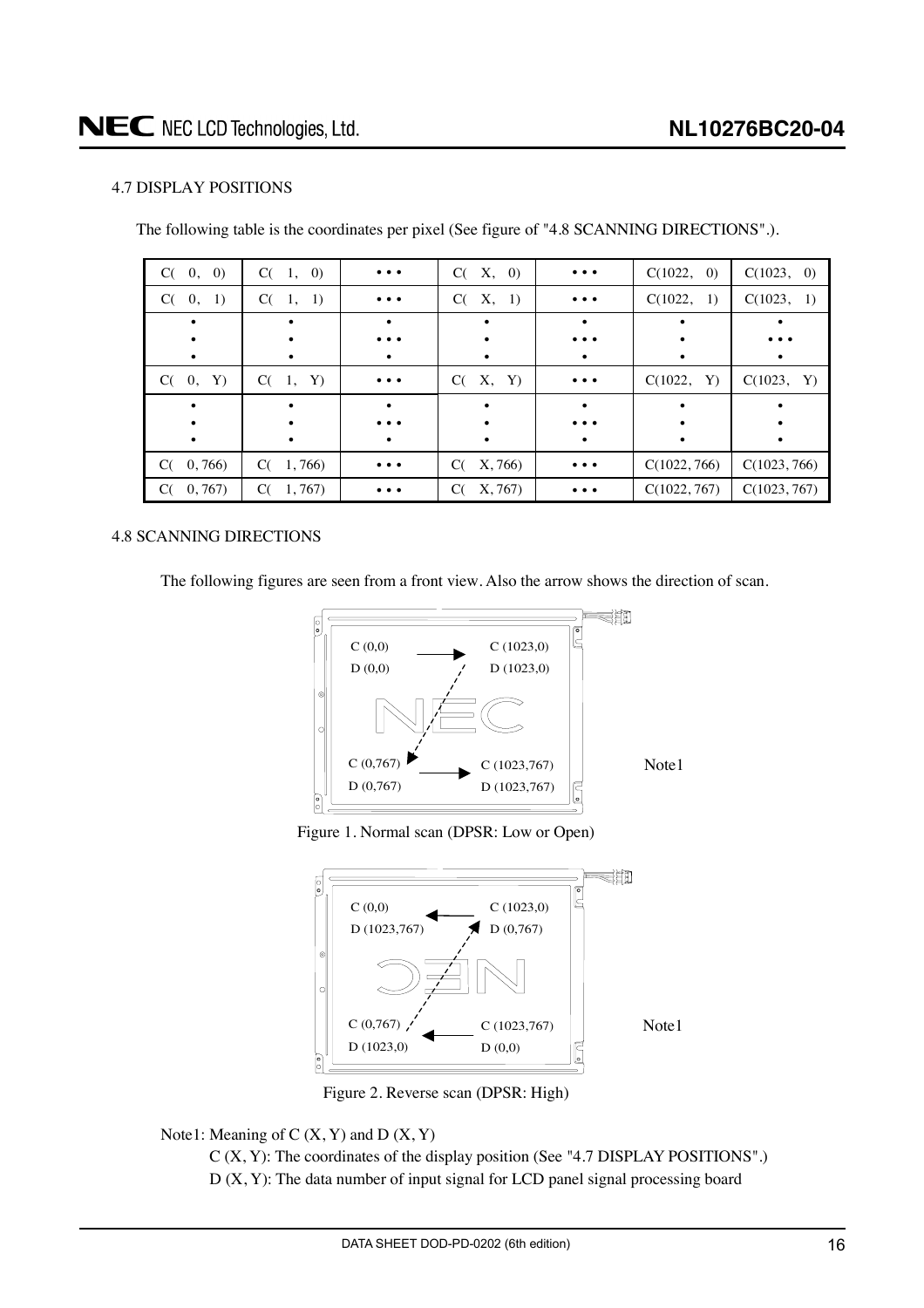### 4.7 DISPLAY POSITIONS

The following table is the coordinates per pixel (See figure of "4.8 SCANNING DIRECTIONS".).

| C( 0, 0) | C( 1, 0) | • • • | C( X, 0) | • • • | C(1022, 0) | C(1023, 0) |
|---|---|---|---|---|---|---|
| C( 0, 1) | C( 1, 1) | • • • | C( X, 1) | • • • | C(1022, 1) | C(1023, 1) |
| • • • | • • • | • • • | • • • | • • • | • • • | • • • |
| C( 0, Y) | C( 1, Y) | • • • | C( X, Y) | • • • | C(1022, Y) | C(1023, Y) |
| • • • | • • • | • • • | • • • | • • • | • • • | • • • |
| C( 0, 766) | C( 1, 766) | • • • | C( X, 766) | • • • | C(1022, 766) | C(1023, 766) |
| C( 0, 767) | C( 1, 767) | • • • | C( X, 767) | • • • | C(1022, 767) | C(1023, 767) |

### 4.8 SCANNING DIRECTIONS

The following figures are seen from a front view. Also the arrow shows the direction of scan.

C (0,0) D (0,0) → C (1023,0) D (1023,0)

C (0,767) D (0,767) → C (1023,767) D (1023,767)

Note1

Figure 1. Normal scan (DPSR: Low or Open)

C (0,0) D (1023,767) ← C (1023,0) D (0,767)

C (0,767) D (1023,0) ← C (1023,767) D (0,0)

Note1

Figure 2. Reverse scan (DPSR: High)

Note1: Meaning of C (X, Y) and D (X, Y)

C (X, Y): The coordinates of the display position (See "4.7 DISPLAY POSITIONS".)

D (X, Y): The data number of input signal for LCD panel signal processing board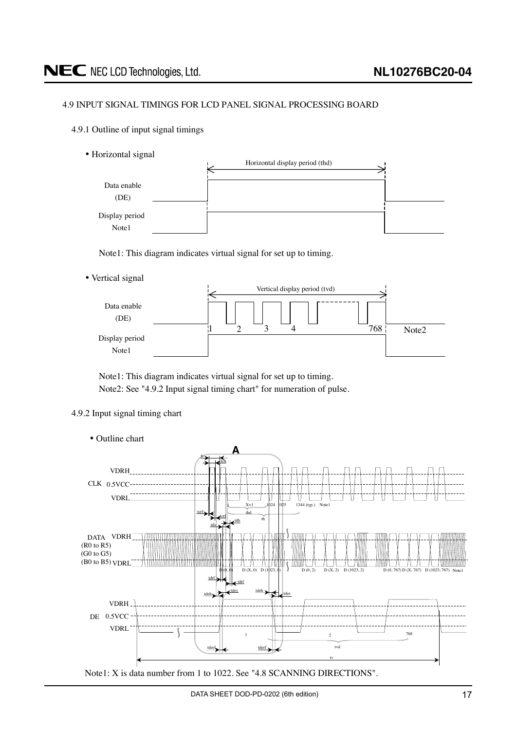### 4.9 INPUT SIGNAL TIMINGS FOR LCD PANEL SIGNAL PROCESSING BOARD

#### 4.9.1 Outline of input signal timings

• Horizontal signal

Horizontal display period (thd)

Data enable (DE)

Display period Note1

Note1: This diagram indicates virtual signal for set up to timing.

• Vertical signal

Vertical display period (tvd)

Data enable (DE)

1 2 3 4 768 Note2

Display period Note1

Note1: This diagram indicates virtual signal for set up to timing.

Note2: See "4.9.2 Input signal timing chart" for numeration of pulse.

#### 4.9.2 Input signal timing chart

• Outline chart

A

tc, tch, VDRH, CLK 0.5VCC, VDRL, tcrf, tcrf, tds, tdh, 1, X+1, 1024, 1025, 1344 (typ.) Note1, thd, th

DATA (R0 to R5) (G0 to G5) (B0 to B5) VDRH, VDRL, D (0, 0), D (X, 0), D (1023, 0), D (0, 2), D (X, 2), D (1023, 2), D (0, 767), D (X, 767), D (1023, 767) Note1, tdrf, tdrf, tdeh, tdes, tdeh, tdes

DE VDRH, 0.5VCC, VDRL, 1, 2, 768, tderf, tderf, tvd, tv

Note1: X is data number from 1 to 1022. See "4.8 SCANNING DIRECTIONS".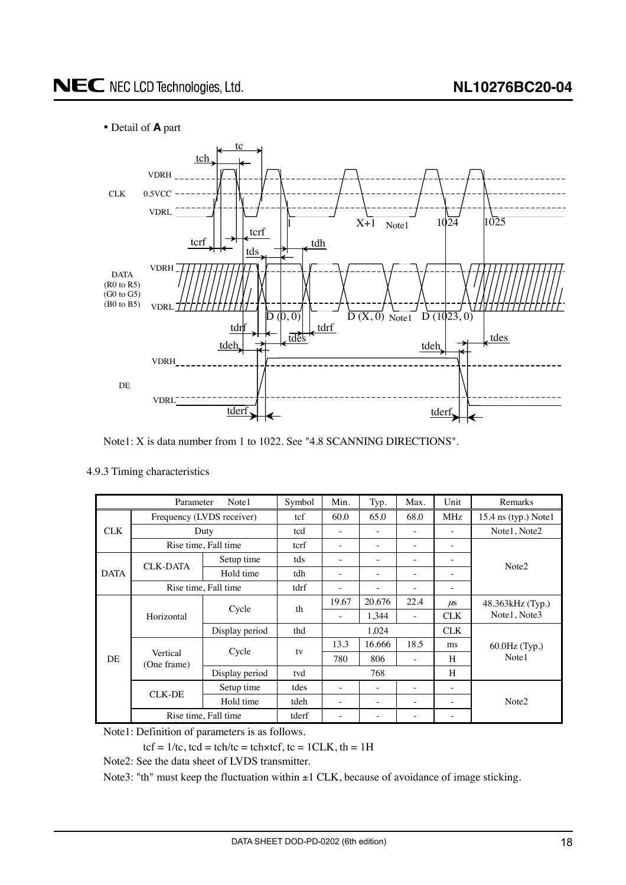• Detail of **A** part

Note1: X is data number from 1 to 1022. See "4.8 SCANNING DIRECTIONS".

4.9.3 Timing characteristics

| Parameter Note1 | | | Symbol | Min. | Typ. | Max. | Unit | Remarks |
|---|---|---|---|---|---|---|---|---|
| CLK | Frequency (LVDS receiver) | | tcf | 60.0 | 65.0 | 68.0 | MHz | 15.4 ns (typ.) Note1 |
| | Duty | | tcd | - | - | - | - | Note1, Note2 |
| | Rise time, Fall time | | tcrf | - | - | - | - | Note2 |
| DATA | CLK-DATA | Setup time | tds | - | - | - | - | |
| | | Hold time | tdh | - | - | - | - | |
| | Rise time, Fall time | | tdrf | - | - | - | - | |
| DE | Horizontal | Cycle | th | 19.67 | 20.676 | 22.4 | μs | 48.363kHz (Typ.) Note1, Note3 |
| | | | | - | 1,344 | - | CLK | |
| | | Display period | thd | | 1,024 | | CLK | 60.0Hz (Typ.) Note1 |
| | Vertical (One frame) | Cycle | tv | 13.3 | 16.666 | 18.5 | ms | |
| | | | | 780 | 806 | - | H | |
| | | Display period | tvd | | 768 | | H | |
| | CLK-DE | Setup time | tdes | - | - | - | - | Note2 |
| | | Hold time | tdeh | - | - | - | - | |
| | Rise time, Fall time | | tderf | - | - | - | - | |

Note1: Definition of parameters is as follows.

$tcf = 1/tc$, $tcd = tch/tc = tch \times tcf$, $tc = 1CLK$, $th = 1H$

Note2: See the data sheet of LVDS transmitter.

Note3: "th" must keep the fluctuation within ±1 CLK, because of avoidance of image sticking.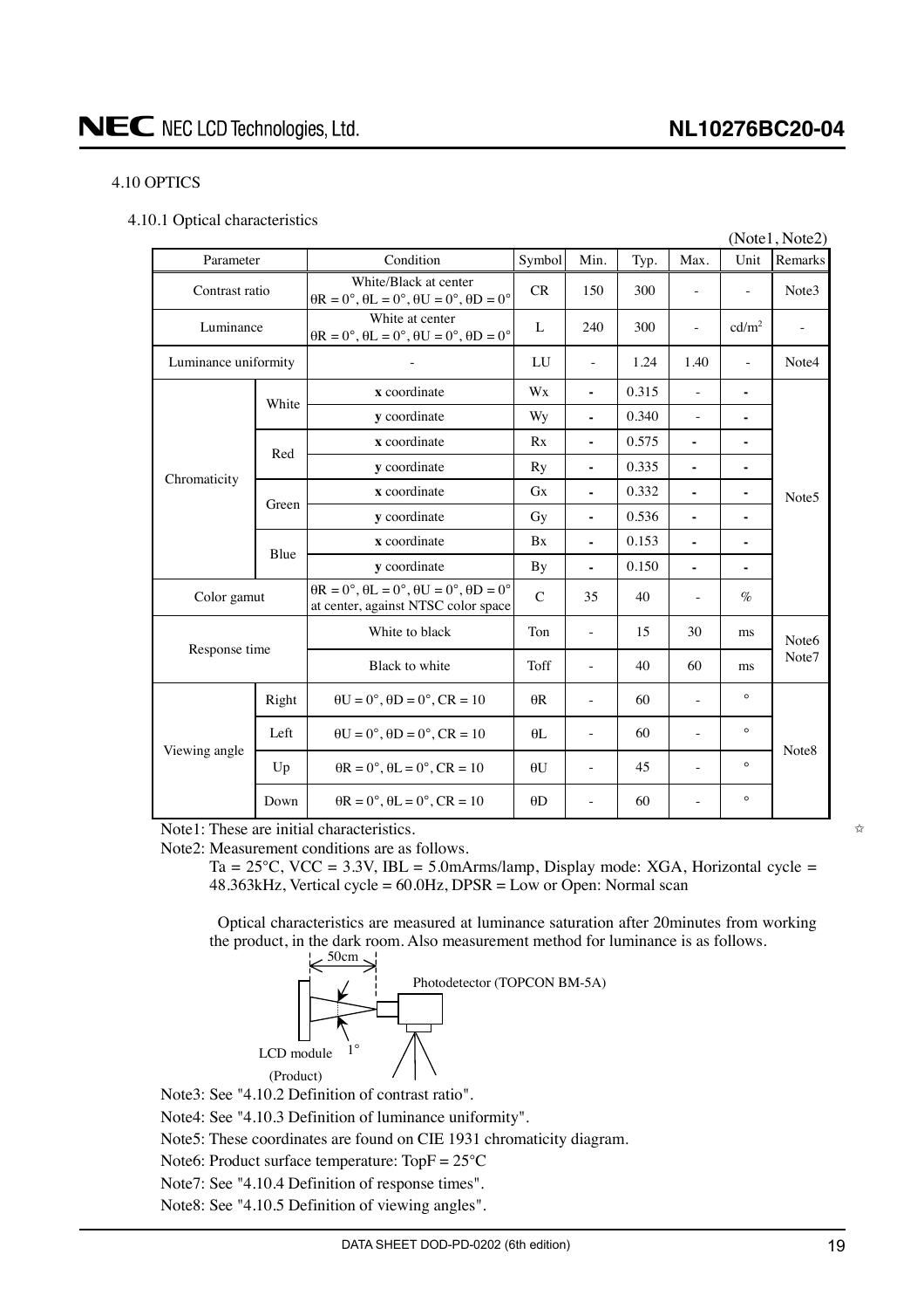## 4.10 OPTICS

### 4.10.1 Optical characteristics

(Note1, Note2)

| Parameter | | Condition | Symbol | Min. | Typ. | Max. | Unit | Remarks |
|---|---|---|---|---|---|---|---|---|
| Contrast ratio | | White/Black at center θR = 0°, θL = 0°, θU = 0°, θD = 0° | CR | 150 | 300 | - | - | Note3 |
| Luminance | | White at center θR = 0°, θL = 0°, θU = 0°, θD = 0° | L | 240 | 300 | - | cd/m² | - |
| Luminance uniformity | | - | LU | - | 1.24 | 1.40 | - | Note4 |
| Chromaticity | White | **x** coordinate | Wx | - | 0.315 | - | - | Note5 |
| | | **y** coordinate | Wy | - | 0.340 | - | - | |
| | Red | **x** coordinate | Rx | - | 0.575 | - | - | |
| | | **y** coordinate | Ry | - | 0.335 | - | - | |
| | Green | **x** coordinate | Gx | - | 0.332 | - | - | |
| | | **y** coordinate | Gy | - | 0.536 | - | - | |
| | Blue | **x** coordinate | Bx | - | 0.153 | - | - | |
| | | **y** coordinate | By | - | 0.150 | - | - | |
| Color gamut | | θR = 0°, θL = 0°, θU = 0°, θD = 0° at center, against NTSC color space | C | 35 | 40 | - | % | |
| Response time | | White to black | Ton | - | 15 | 30 | ms | Note6 Note7 |
| | | Black to white | Toff | - | 40 | 60 | ms | |
| Viewing angle | Right | θU = 0°, θD = 0°, CR = 10 | θR | - | 60 | - | ° | Note8 |
| | Left | θU = 0°, θD = 0°, CR = 10 | θL | - | 60 | - | ° | |
| | Up | θR = 0°, θL = 0°, CR = 10 | θU | - | 45 | - | ° | |
| | Down | θR = 0°, θL = 0°, CR = 10 | θD | - | 60 | - | ° | |

Note1: These are initial characteristics.

Note2: Measurement conditions are as follows.

Ta = 25°C, VCC = 3.3V, IBL = 5.0mArms/lamp, Display mode: XGA, Horizontal cycle = 48.363kHz, Vertical cycle = 60.0Hz, DPSR = Low or Open: Normal scan

Optical characteristics are measured at luminance saturation after 20minutes from working the product, in the dark room. Also measurement method for luminance is as follows.

50cm

Photodetector (TOPCON BM-5A)

LCD module (Product)

1°

Note3: See "4.10.2 Definition of contrast ratio".

Note4: See "4.10.3 Definition of luminance uniformity".

Note5: These coordinates are found on CIE 1931 chromaticity diagram.

Note6: Product surface temperature: TopF = 25°C

Note7: See "4.10.4 Definition of response times".

Note8: See "4.10.5 Definition of viewing angles".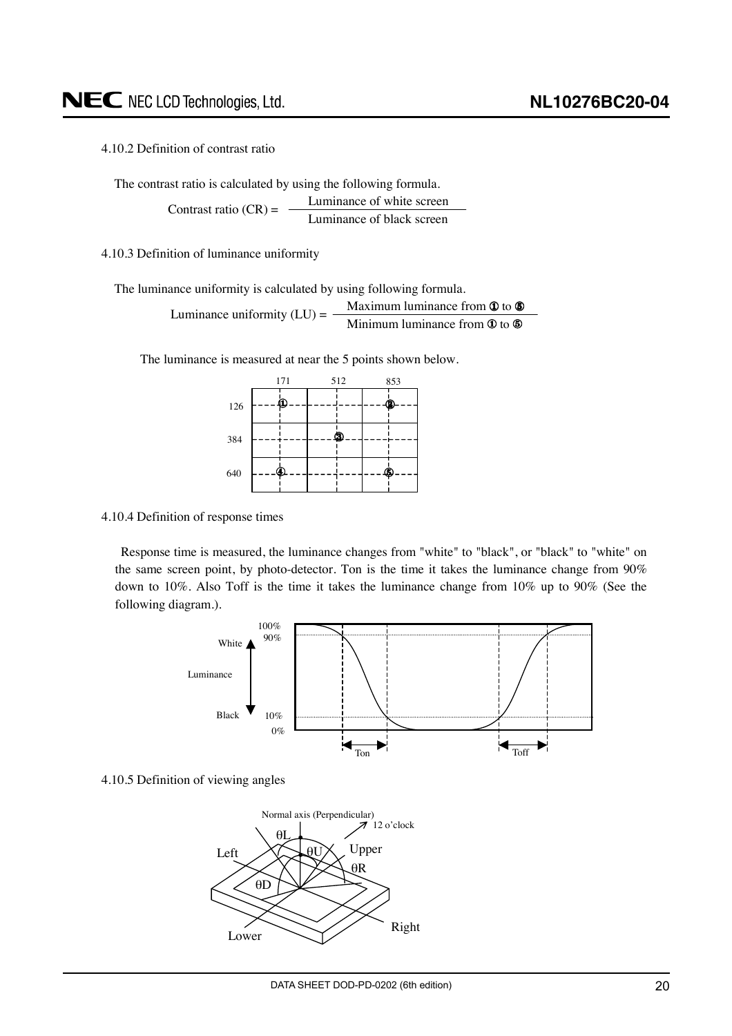#### 4.10.2 Definition of contrast ratio

The contrast ratio is calculated by using the following formula.

$$\text{Contrast ratio (CR)} = \frac{\text{Luminance of white screen}}{\text{Luminance of black screen}}$$

#### 4.10.3 Definition of luminance uniformity

The luminance uniformity is calculated by using following formula.

$$\text{Luminance uniformity (LU)} = \frac{\text{Maximum luminance from ① to ⑤}}{\text{Minimum luminance from ① to ⑤}}$$

The luminance is measured at near the 5 points shown below.

| | 171 | 512 | 853 |
|---|---|---|---|
| 126 | ① | | ② |
| 384 | | ③ | |
| 640 | ④ | | ⑤ |

#### 4.10.4 Definition of response times

Response time is measured, the luminance changes from "white" to "black", or "black" to "white" on the same screen point, by photo-detector. Ton is the time it takes the luminance change from 90% down to 10%. Also Toff is the time it takes the luminance change from 10% up to 90% (See the following diagram.).

#### 4.10.5 Definition of viewing angles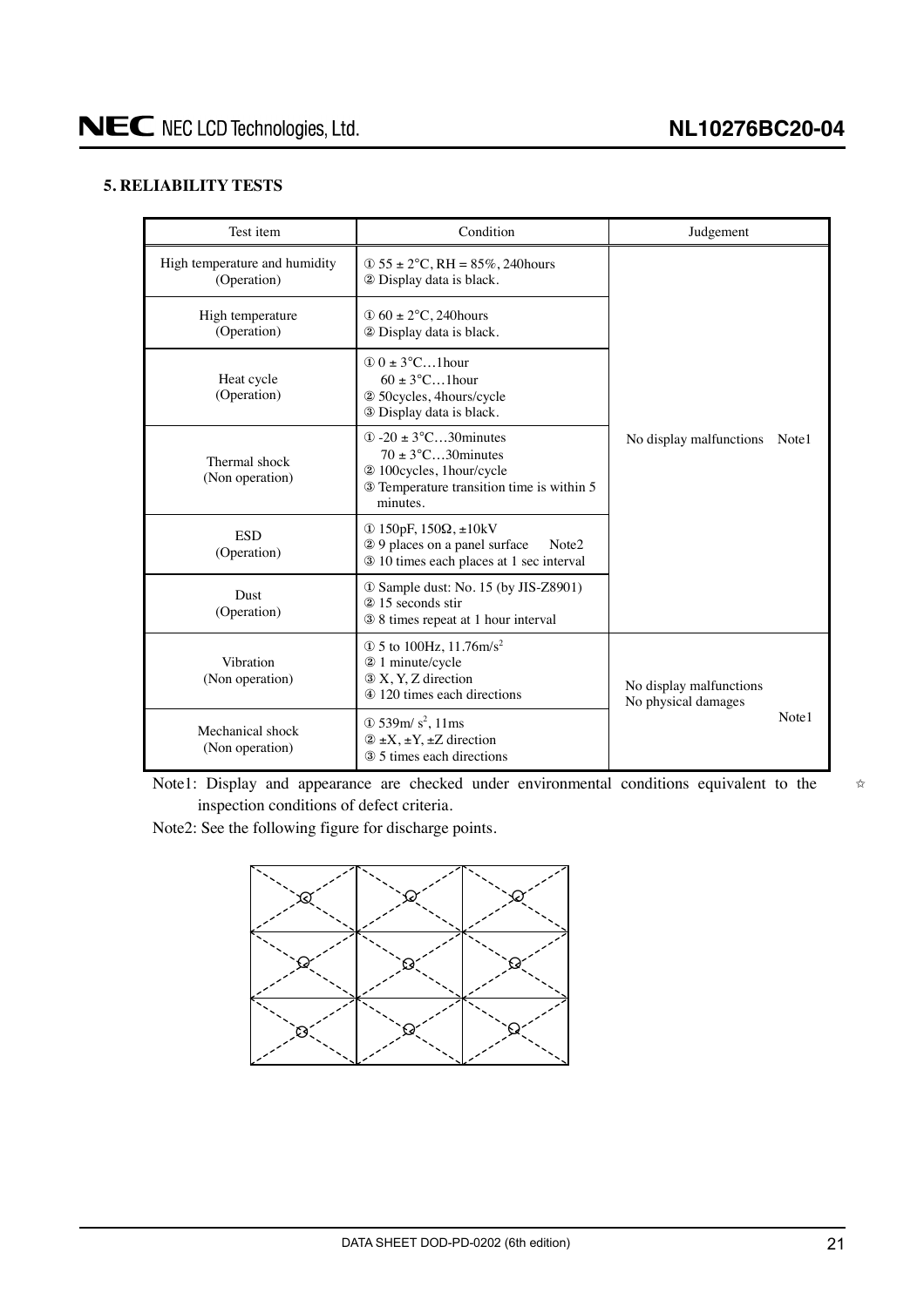## 5. RELIABILITY TESTS

| Test item | Condition | Judgement |
|---|---|---|
| High temperature and humidity (Operation) | ① 55 ± 2°C, RH = 85%, 240hours<br>② Display data is black. | No display malfunctions Note1 |
| High temperature (Operation) | ① 60 ± 2°C, 240hours<br>② Display data is black. | |
| Heat cycle (Operation) | ① 0 ± 3°C…1hour<br>60 ± 3°C…1hour<br>② 50cycles, 4hours/cycle<br>③ Display data is black. | |
| Thermal shock (Non operation) | ① -20 ± 3°C…30minutes<br>70 ± 3°C…30minutes<br>② 100cycles, 1hour/cycle<br>③ Temperature transition time is within 5 minutes. | |
| ESD (Operation) | ① 150pF, 150Ω, ±10kV<br>② 9 places on a panel surface Note2<br>③ 10 times each places at 1 sec interval | |
| Dust (Operation) | ① Sample dust: No. 15 (by JIS-Z8901)<br>② 15 seconds stir<br>③ 8 times repeat at 1 hour interval | |
| Vibration (Non operation) | ① 5 to 100Hz, 11.76m/$s^2$<br>② 1 minute/cycle<br>③ X, Y, Z direction<br>④ 120 times each directions | No display malfunctions<br>No physical damages<br>Note1 |
| Mechanical shock (Non operation) | ① 539m/ $s^2$, 11ms<br>② ±X, ±Y, ±Z direction<br>③ 5 times each directions | |

Note1: Display and appearance are checked under environmental conditions equivalent to the inspection conditions of defect criteria.

Note2: See the following figure for discharge points.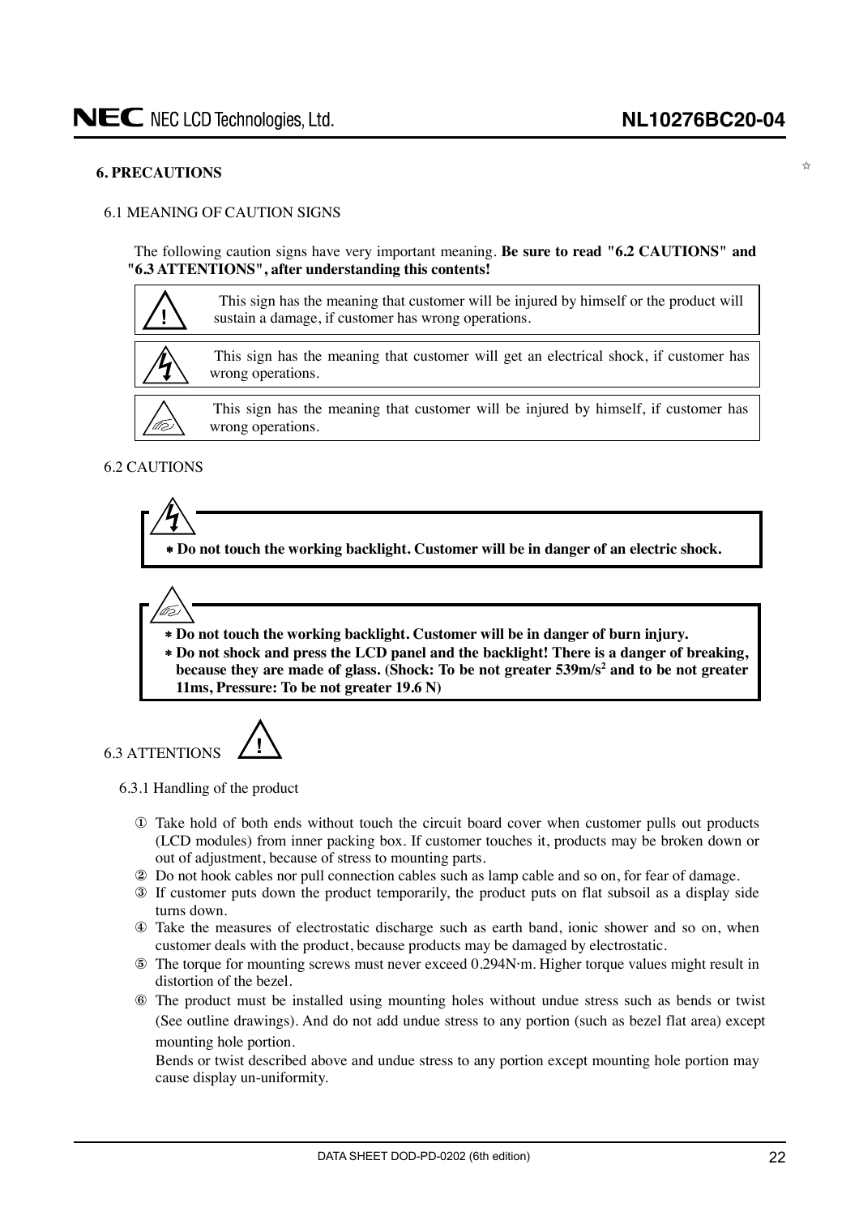## 6. PRECAUTIONS

### 6.1 MEANING OF CAUTION SIGNS

The following caution signs have very important meaning. **Be sure to read "6.2 CAUTIONS" and "6.3 ATTENTIONS", after understanding this contents!**

| Sign | Meaning |
| --- | --- |
| ! | This sign has the meaning that customer will be injured by himself or the product will sustain a damage, if customer has wrong operations. |
| ϟ | This sign has the meaning that customer will get an electrical shock, if customer has wrong operations. |
| ☝ | This sign has the meaning that customer will be injured by himself, if customer has wrong operations. |

### 6.2 CAUTIONS

**ϟ**

- **Do not touch the working backlight. Customer will be in danger of an electric shock.**

**☝**

- **Do not touch the working backlight. Customer will be in danger of burn injury.**
- **Do not shock and press the LCD panel and the backlight! There is a danger of breaking, because they are made of glass. (Shock: To be not greater 539m/s² and to be not greater 11ms, Pressure: To be not greater 19.6 N)**

### 6.3 ATTENTIONS !

#### 6.3.1 Handling of the product

① Take hold of both ends without touch the circuit board cover when customer pulls out products (LCD modules) from inner packing box. If customer touches it, products may be broken down or out of adjustment, because of stress to mounting parts.

② Do not hook cables nor pull connection cables such as lamp cable and so on, for fear of damage.

③ If customer puts down the product temporarily, the product puts on flat subsoil as a display side turns down.

④ Take the measures of electrostatic discharge such as earth band, ionic shower and so on, when customer deals with the product, because products may be damaged by electrostatic.

⑤ The torque for mounting screws must never exceed 0.294N·m. Higher torque values might result in distortion of the bezel.

⑥ The product must be installed using mounting holes without undue stress such as bends or twist (See outline drawings). And do not add undue stress to any portion (such as bezel flat area) except mounting hole portion.
Bends or twist described above and undue stress to any portion except mounting hole portion may cause display un-uniformity.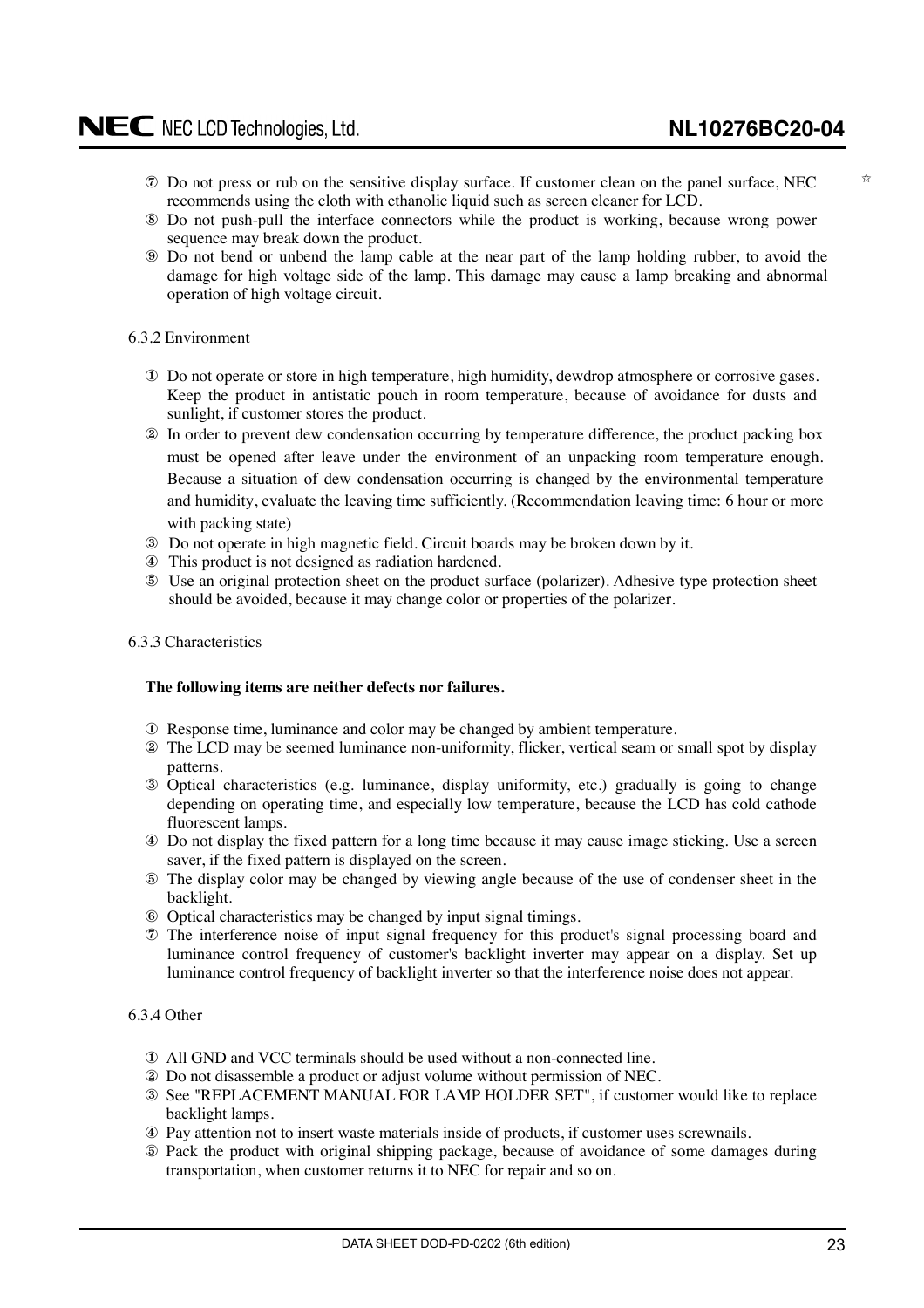⑦ Do not press or rub on the sensitive display surface. If customer clean on the panel surface, NEC recommends using the cloth with ethanolic liquid such as screen cleaner for LCD.

⑧ Do not push-pull the interface connectors while the product is working, because wrong power sequence may break down the product.

⑨ Do not bend or unbend the lamp cable at the near part of the lamp holding rubber, to avoid the damage for high voltage side of the lamp. This damage may cause a lamp breaking and abnormal operation of high voltage circuit.

6.3.2 Environment

① Do not operate or store in high temperature, high humidity, dewdrop atmosphere or corrosive gases. Keep the product in antistatic pouch in room temperature, because of avoidance for dusts and sunlight, if customer stores the product.

② In order to prevent dew condensation occurring by temperature difference, the product packing box must be opened after leave under the environment of an unpacking room temperature enough. Because a situation of dew condensation occurring is changed by the environmental temperature and humidity, evaluate the leaving time sufficiently. (Recommendation leaving time: 6 hour or more with packing state)

③ Do not operate in high magnetic field. Circuit boards may be broken down by it.

④ This product is not designed as radiation hardened.

⑤ Use an original protection sheet on the product surface (polarizer). Adhesive type protection sheet should be avoided, because it may change color or properties of the polarizer.

6.3.3 Characteristics

**The following items are neither defects nor failures.**

① Response time, luminance and color may be changed by ambient temperature.

② The LCD may be seemed luminance non-uniformity, flicker, vertical seam or small spot by display patterns.

③ Optical characteristics (e.g. luminance, display uniformity, etc.) gradually is going to change depending on operating time, and especially low temperature, because the LCD has cold cathode fluorescent lamps.

④ Do not display the fixed pattern for a long time because it may cause image sticking. Use a screen saver, if the fixed pattern is displayed on the screen.

⑤ The display color may be changed by viewing angle because of the use of condenser sheet in the backlight.

⑥ Optical characteristics may be changed by input signal timings.

⑦ The interference noise of input signal frequency for this product's signal processing board and luminance control frequency of customer's backlight inverter may appear on a display. Set up luminance control frequency of backlight inverter so that the interference noise does not appear.

6.3.4 Other

① All GND and VCC terminals should be used without a non-connected line.

② Do not disassemble a product or adjust volume without permission of NEC.

③ See "REPLACEMENT MANUAL FOR LAMP HOLDER SET", if customer would like to replace backlight lamps.

④ Pay attention not to insert waste materials inside of products, if customer uses screwnails.

⑤ Pack the product with original shipping package, because of avoidance of some damages during transportation, when customer returns it to NEC for repair and so on.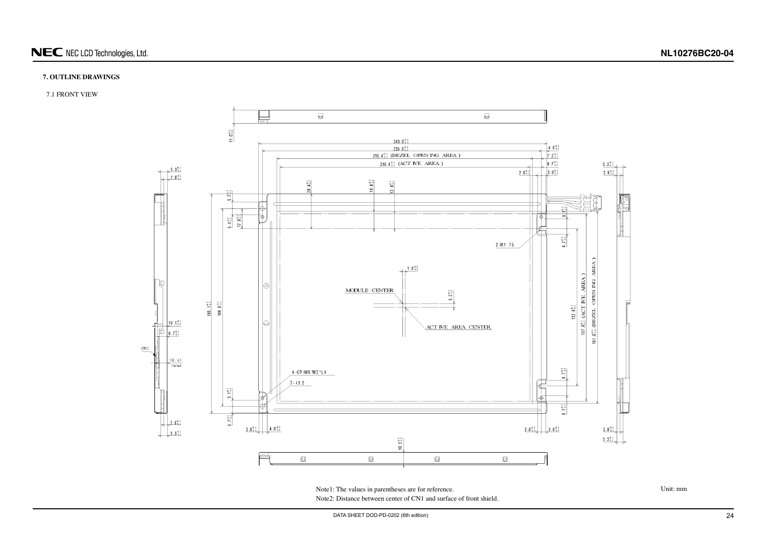## 7. OUTLINE DRAWINGS

### 7.1 FRONT VIEW

Note1: The values in parentheses are for reference.

Note2: Distance between center of CN1 and surface of front shield.

Unit: mm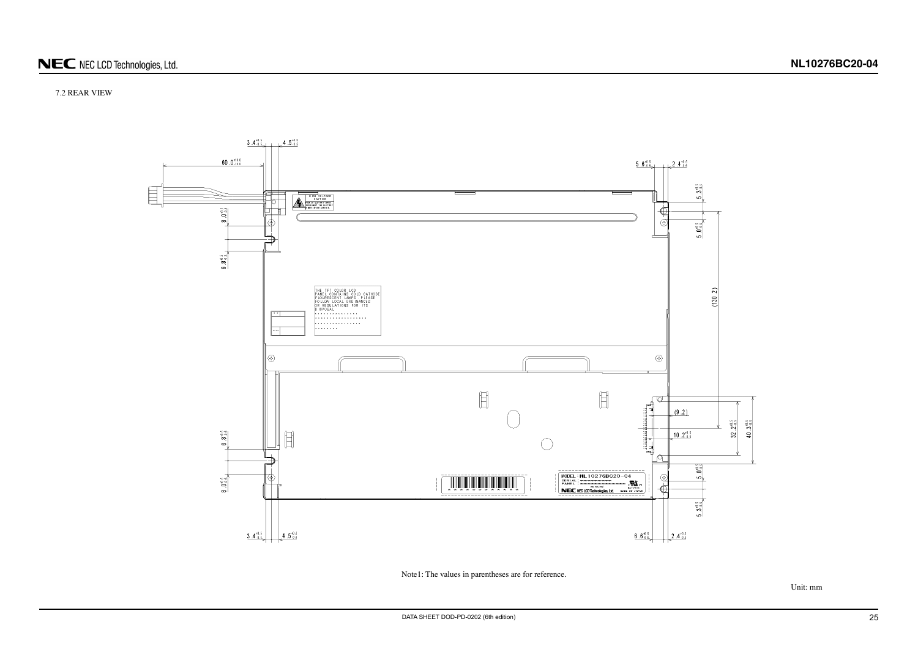7.2 REAR VIEW

Note1: The values in parentheses are for reference.

Unit: mm